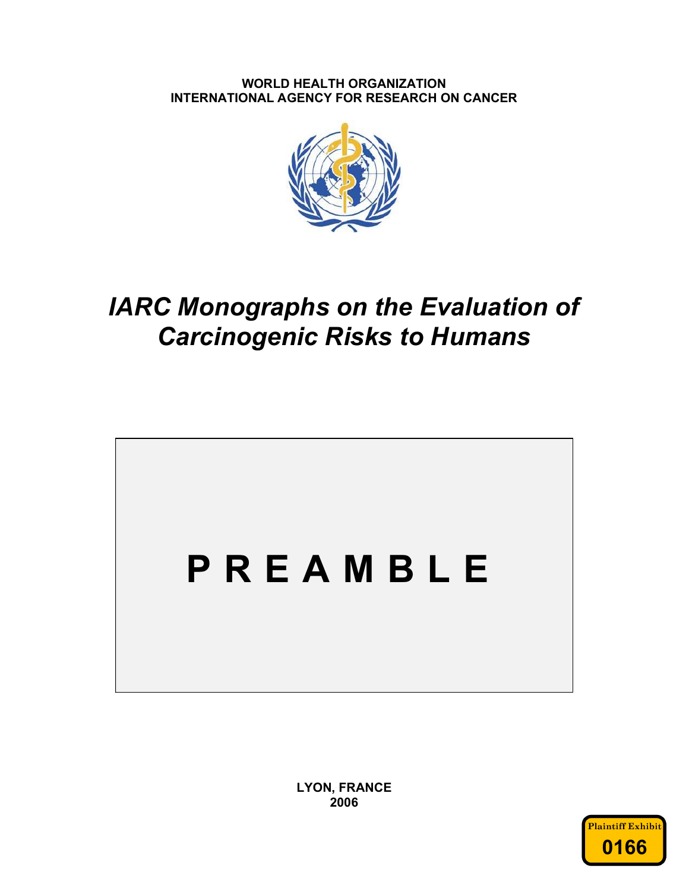**WORLD HEALTH ORGANIZATION**
**INTERNATIONAL AGENCY FOR RESEARCH ON CANCER**

# *IARC Monographs on the Evaluation of Carcinogenic Risks to Humans*

# P R E A M B L E

**LYON, FRANCE**
**2006**

Plaintiff Exhibit
0166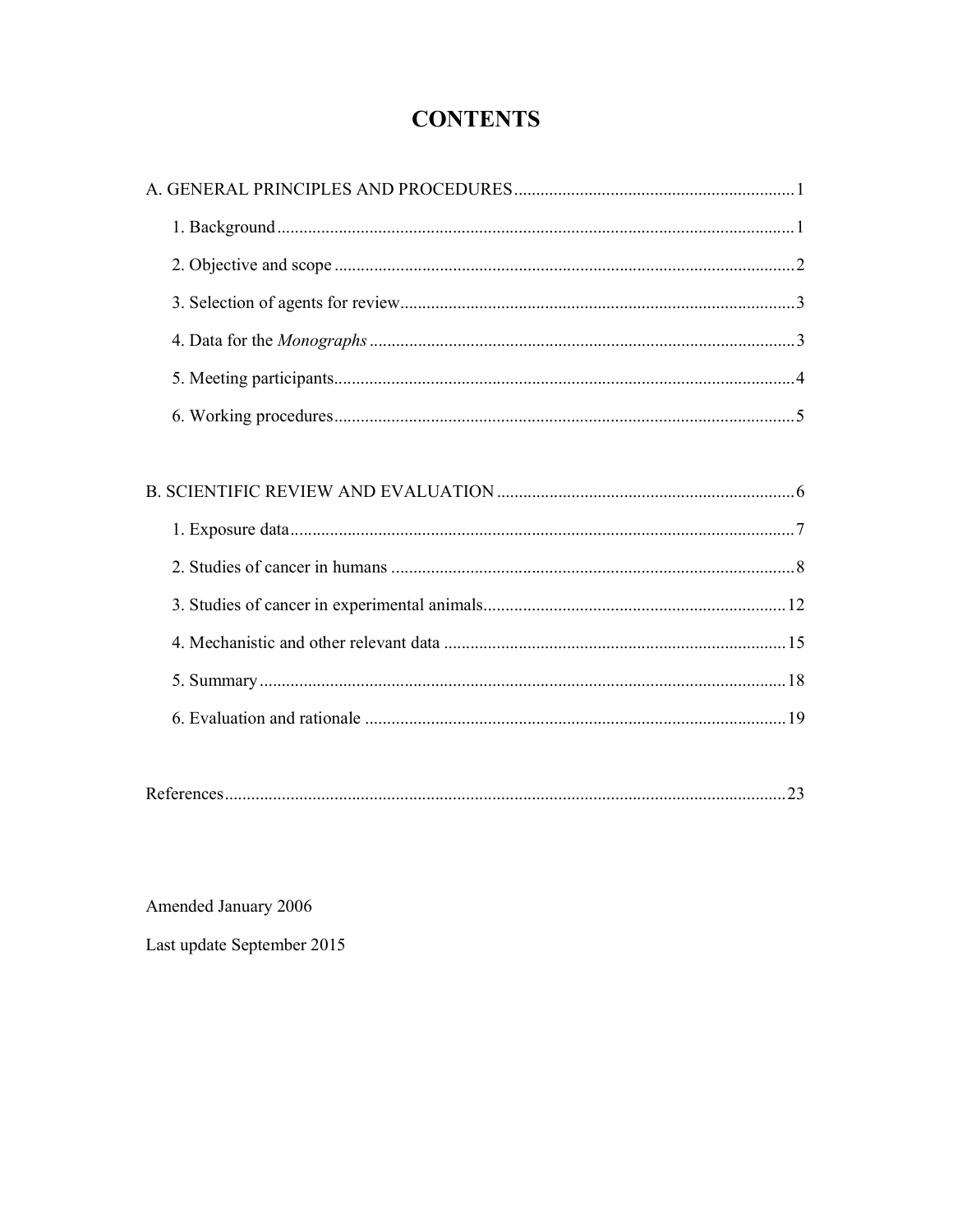# CONTENTS

A. GENERAL PRINCIPLES AND PROCEDURES ............................................................... 1

- 1. Background ..................................................................................................... 1
- 2. Objective and scope ........................................................................................ 2
- 3. Selection of agents for review ......................................................................... 3
- 4. Data for the *Monographs* ................................................................................ 3
- 5. Meeting participants ........................................................................................ 4
- 6. Working procedures ........................................................................................ 5

B. SCIENTIFIC REVIEW AND EVALUATION ................................................................... 6

- 1. Exposure data .................................................................................................. 7
- 2. Studies of cancer in humans ........................................................................... 8
- 3. Studies of cancer in experimental animals ..................................................... 12
- 4. Mechanistic and other relevant data ............................................................. 15
- 5. Summary ....................................................................................................... 18
- 6. Evaluation and rationale ............................................................................... 19

References .............................................................................................................. 23

Amended January 2006

Last update September 2015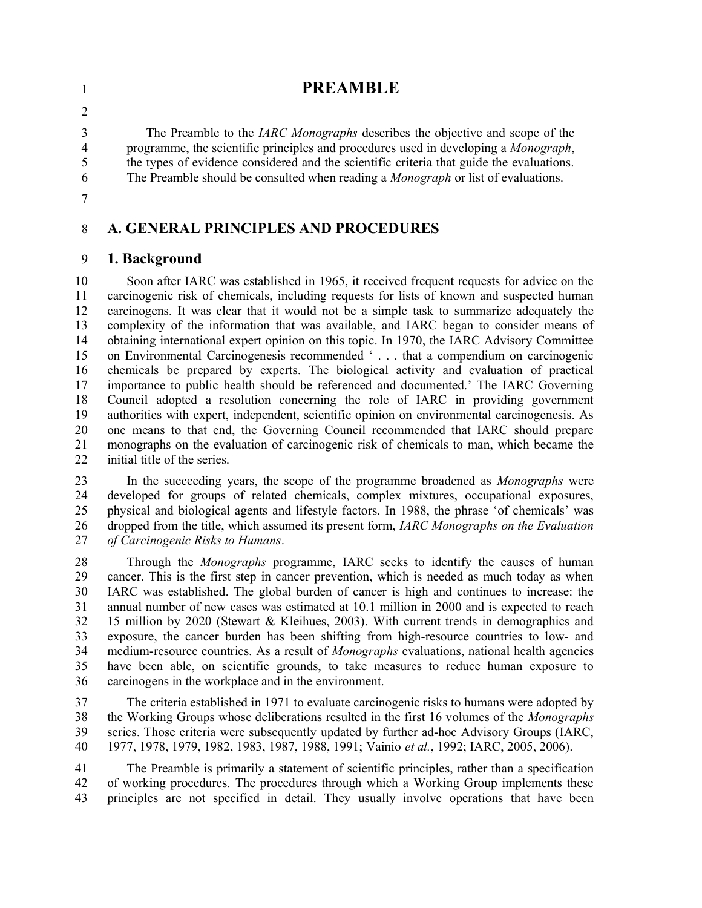# PREAMBLE

The Preamble to the *IARC Monographs* describes the objective and scope of the programme, the scientific principles and procedures used in developing a *Monograph*, the types of evidence considered and the scientific criteria that guide the evaluations. The Preamble should be consulted when reading a *Monograph* or list of evaluations.

## A. GENERAL PRINCIPLES AND PROCEDURES

### 1. Background

Soon after IARC was established in 1965, it received frequent requests for advice on the carcinogenic risk of chemicals, including requests for lists of known and suspected human carcinogens. It was clear that it would not be a simple task to summarize adequately the complexity of the information that was available, and IARC began to consider means of obtaining international expert opinion on this topic. In 1970, the IARC Advisory Committee on Environmental Carcinogenesis recommended '. . . that a compendium on carcinogenic chemicals be prepared by experts. The biological activity and evaluation of practical importance to public health should be referenced and documented.' The IARC Governing Council adopted a resolution concerning the role of IARC in providing government authorities with expert, independent, scientific opinion on environmental carcinogenesis. As one means to that end, the Governing Council recommended that IARC should prepare monographs on the evaluation of carcinogenic risk of chemicals to man, which became the initial title of the series.

In the succeeding years, the scope of the programme broadened as *Monographs* were developed for groups of related chemicals, complex mixtures, occupational exposures, physical and biological agents and lifestyle factors. In 1988, the phrase 'of chemicals' was dropped from the title, which assumed its present form, *IARC Monographs on the Evaluation of Carcinogenic Risks to Humans*.

Through the *Monographs* programme, IARC seeks to identify the causes of human cancer. This is the first step in cancer prevention, which is needed as much today as when IARC was established. The global burden of cancer is high and continues to increase: the annual number of new cases was estimated at 10.1 million in 2000 and is expected to reach 15 million by 2020 (Stewart & Kleihues, 2003). With current trends in demographics and exposure, the cancer burden has been shifting from high-resource countries to low- and medium-resource countries. As a result of *Monographs* evaluations, national health agencies have been able, on scientific grounds, to take measures to reduce human exposure to carcinogens in the workplace and in the environment.

The criteria established in 1971 to evaluate carcinogenic risks to humans were adopted by the Working Groups whose deliberations resulted in the first 16 volumes of the *Monographs* series. Those criteria were subsequently updated by further ad-hoc Advisory Groups (IARC, 1977, 1978, 1979, 1982, 1983, 1987, 1988, 1991; Vainio *et al.*, 1992; IARC, 2005, 2006).

The Preamble is primarily a statement of scientific principles, rather than a specification of working procedures. The procedures through which a Working Group implements these principles are not specified in detail. They usually involve operations that have been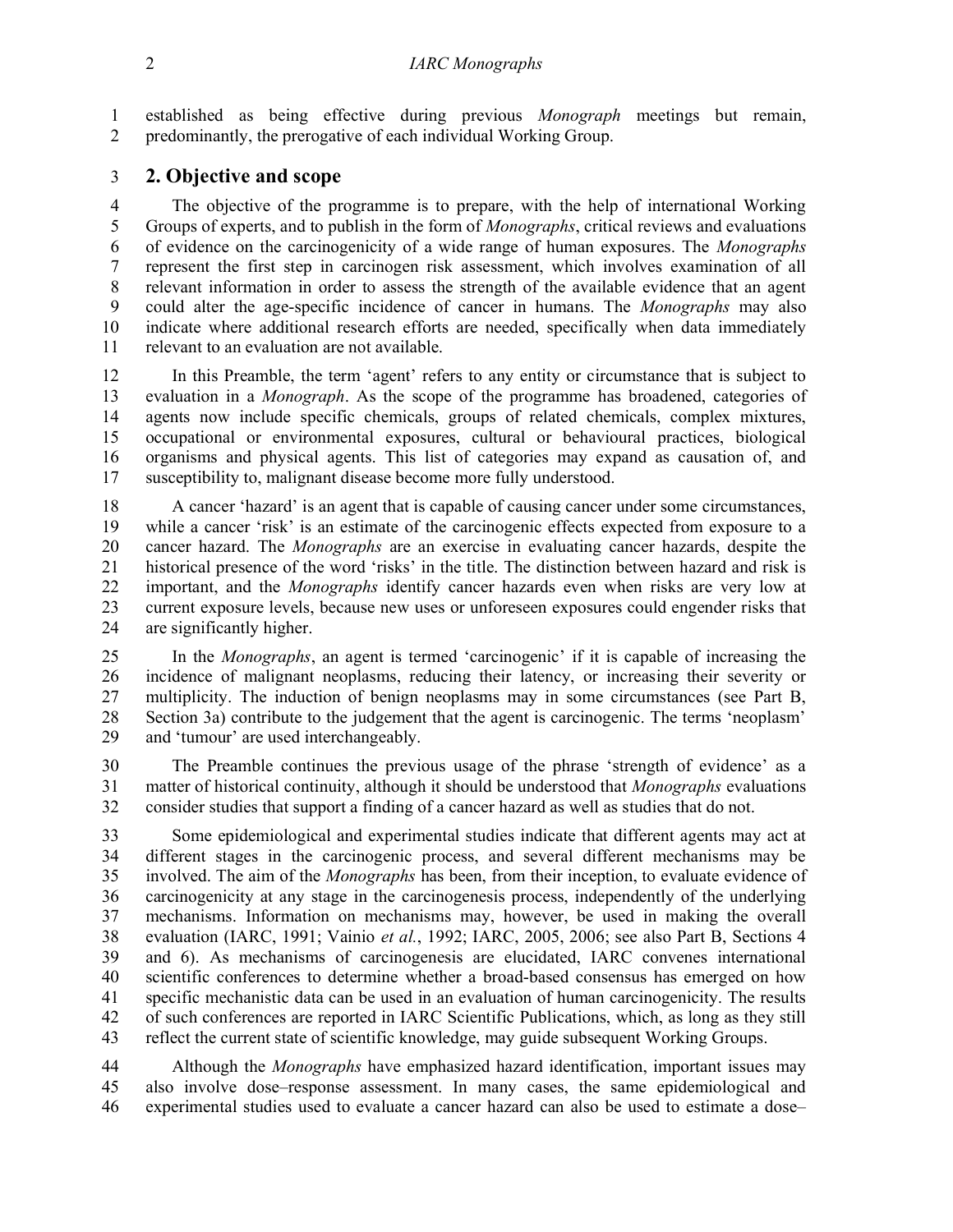established as being effective during previous *Monograph* meetings but remain, predominantly, the prerogative of each individual Working Group.

## 2. Objective and scope

The objective of the programme is to prepare, with the help of international Working Groups of experts, and to publish in the form of *Monographs*, critical reviews and evaluations of evidence on the carcinogenicity of a wide range of human exposures. The *Monographs* represent the first step in carcinogen risk assessment, which involves examination of all relevant information in order to assess the strength of the available evidence that an agent could alter the age-specific incidence of cancer in humans. The *Monographs* may also indicate where additional research efforts are needed, specifically when data immediately relevant to an evaluation are not available.

In this Preamble, the term 'agent' refers to any entity or circumstance that is subject to evaluation in a *Monograph*. As the scope of the programme has broadened, categories of agents now include specific chemicals, groups of related chemicals, complex mixtures, occupational or environmental exposures, cultural or behavioural practices, biological organisms and physical agents. This list of categories may expand as causation of, and susceptibility to, malignant disease become more fully understood.

A cancer 'hazard' is an agent that is capable of causing cancer under some circumstances, while a cancer 'risk' is an estimate of the carcinogenic effects expected from exposure to a cancer hazard. The *Monographs* are an exercise in evaluating cancer hazards, despite the historical presence of the word 'risks' in the title. The distinction between hazard and risk is important, and the *Monographs* identify cancer hazards even when risks are very low at current exposure levels, because new uses or unforeseen exposures could engender risks that are significantly higher.

In the *Monographs*, an agent is termed 'carcinogenic' if it is capable of increasing the incidence of malignant neoplasms, reducing their latency, or increasing their severity or multiplicity. The induction of benign neoplasms may in some circumstances (see Part B, Section 3a) contribute to the judgement that the agent is carcinogenic. The terms 'neoplasm' and 'tumour' are used interchangeably.

The Preamble continues the previous usage of the phrase 'strength of evidence' as a matter of historical continuity, although it should be understood that *Monographs* evaluations consider studies that support a finding of a cancer hazard as well as studies that do not.

Some epidemiological and experimental studies indicate that different agents may act at different stages in the carcinogenic process, and several different mechanisms may be involved. The aim of the *Monographs* has been, from their inception, to evaluate evidence of carcinogenicity at any stage in the carcinogenesis process, independently of the underlying mechanisms. Information on mechanisms may, however, be used in making the overall evaluation (IARC, 1991; Vainio *et al.*, 1992; IARC, 2005, 2006; see also Part B, Sections 4 and 6). As mechanisms of carcinogenesis are elucidated, IARC convenes international scientific conferences to determine whether a broad-based consensus has emerged on how specific mechanistic data can be used in an evaluation of human carcinogenicity. The results of such conferences are reported in IARC Scientific Publications, which, as long as they still reflect the current state of scientific knowledge, may guide subsequent Working Groups.

Although the *Monographs* have emphasized hazard identification, important issues may also involve dose–response assessment. In many cases, the same epidemiological and experimental studies used to evaluate a cancer hazard can also be used to estimate a dose–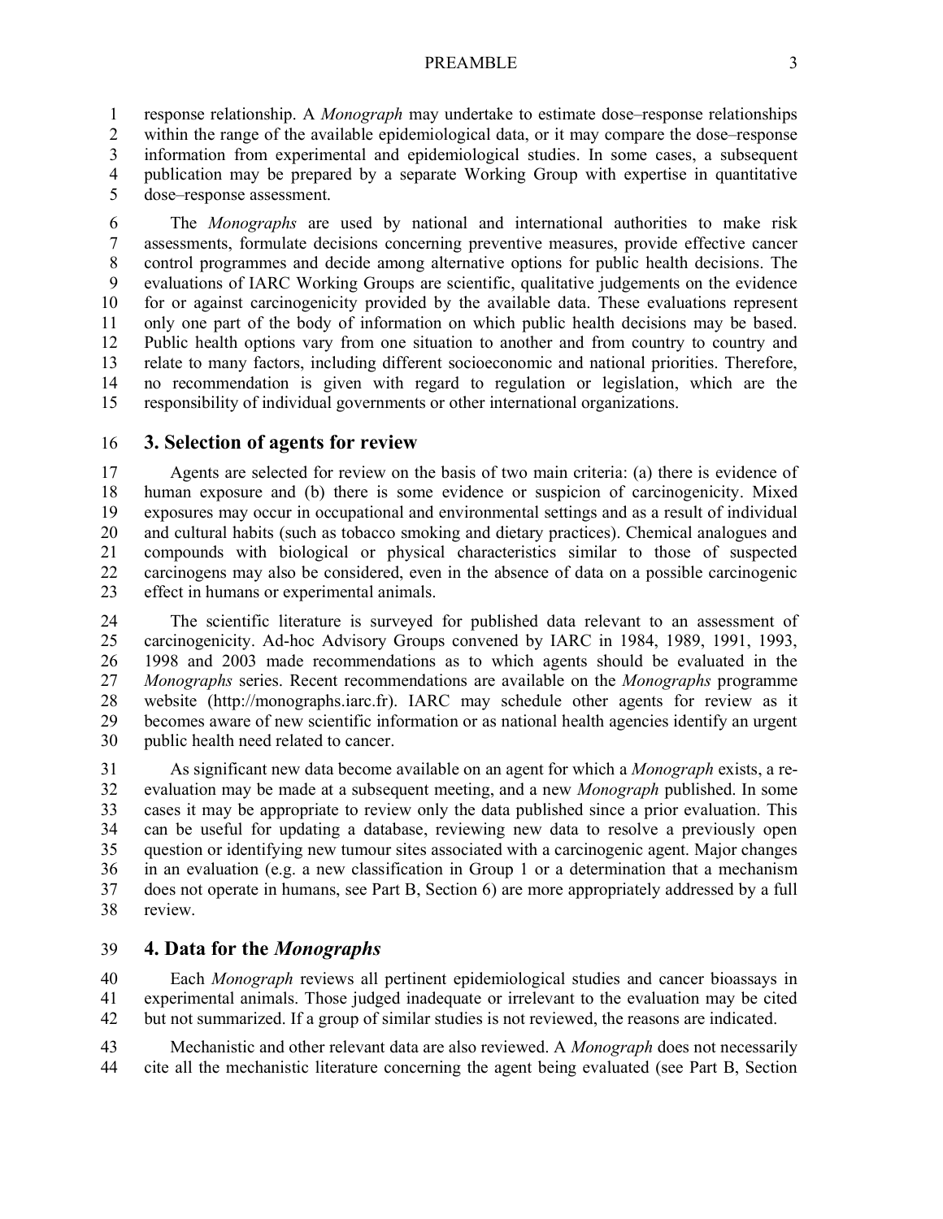response relationship. A *Monograph* may undertake to estimate dose–response relationships within the range of the available epidemiological data, or it may compare the dose–response information from experimental and epidemiological studies. In some cases, a subsequent publication may be prepared by a separate Working Group with expertise in quantitative dose–response assessment.

The *Monographs* are used by national and international authorities to make risk assessments, formulate decisions concerning preventive measures, provide effective cancer control programmes and decide among alternative options for public health decisions. The evaluations of IARC Working Groups are scientific, qualitative judgements on the evidence for or against carcinogenicity provided by the available data. These evaluations represent only one part of the body of information on which public health decisions may be based. Public health options vary from one situation to another and from country to country and relate to many factors, including different socioeconomic and national priorities. Therefore, no recommendation is given with regard to regulation or legislation, which are the responsibility of individual governments or other international organizations.

## 3. Selection of agents for review

Agents are selected for review on the basis of two main criteria: (a) there is evidence of human exposure and (b) there is some evidence or suspicion of carcinogenicity. Mixed exposures may occur in occupational and environmental settings and as a result of individual and cultural habits (such as tobacco smoking and dietary practices). Chemical analogues and compounds with biological or physical characteristics similar to those of suspected carcinogens may also be considered, even in the absence of data on a possible carcinogenic effect in humans or experimental animals.

The scientific literature is surveyed for published data relevant to an assessment of carcinogenicity. Ad-hoc Advisory Groups convened by IARC in 1984, 1989, 1991, 1993, 1998 and 2003 made recommendations as to which agents should be evaluated in the *Monographs* series. Recent recommendations are available on the *Monographs* programme website (http://monographs.iarc.fr). IARC may schedule other agents for review as it becomes aware of new scientific information or as national health agencies identify an urgent public health need related to cancer.

As significant new data become available on an agent for which a *Monograph* exists, a re-evaluation may be made at a subsequent meeting, and a new *Monograph* published. In some cases it may be appropriate to review only the data published since a prior evaluation. This can be useful for updating a database, reviewing new data to resolve a previously open question or identifying new tumour sites associated with a carcinogenic agent. Major changes in an evaluation (e.g. a new classification in Group 1 or a determination that a mechanism does not operate in humans, see Part B, Section 6) are more appropriately addressed by a full review.

## 4. Data for the *Monographs*

Each *Monograph* reviews all pertinent epidemiological studies and cancer bioassays in experimental animals. Those judged inadequate or irrelevant to the evaluation may be cited but not summarized. If a group of similar studies is not reviewed, the reasons are indicated.

Mechanistic and other relevant data are also reviewed. A *Monograph* does not necessarily cite all the mechanistic literature concerning the agent being evaluated (see Part B, Section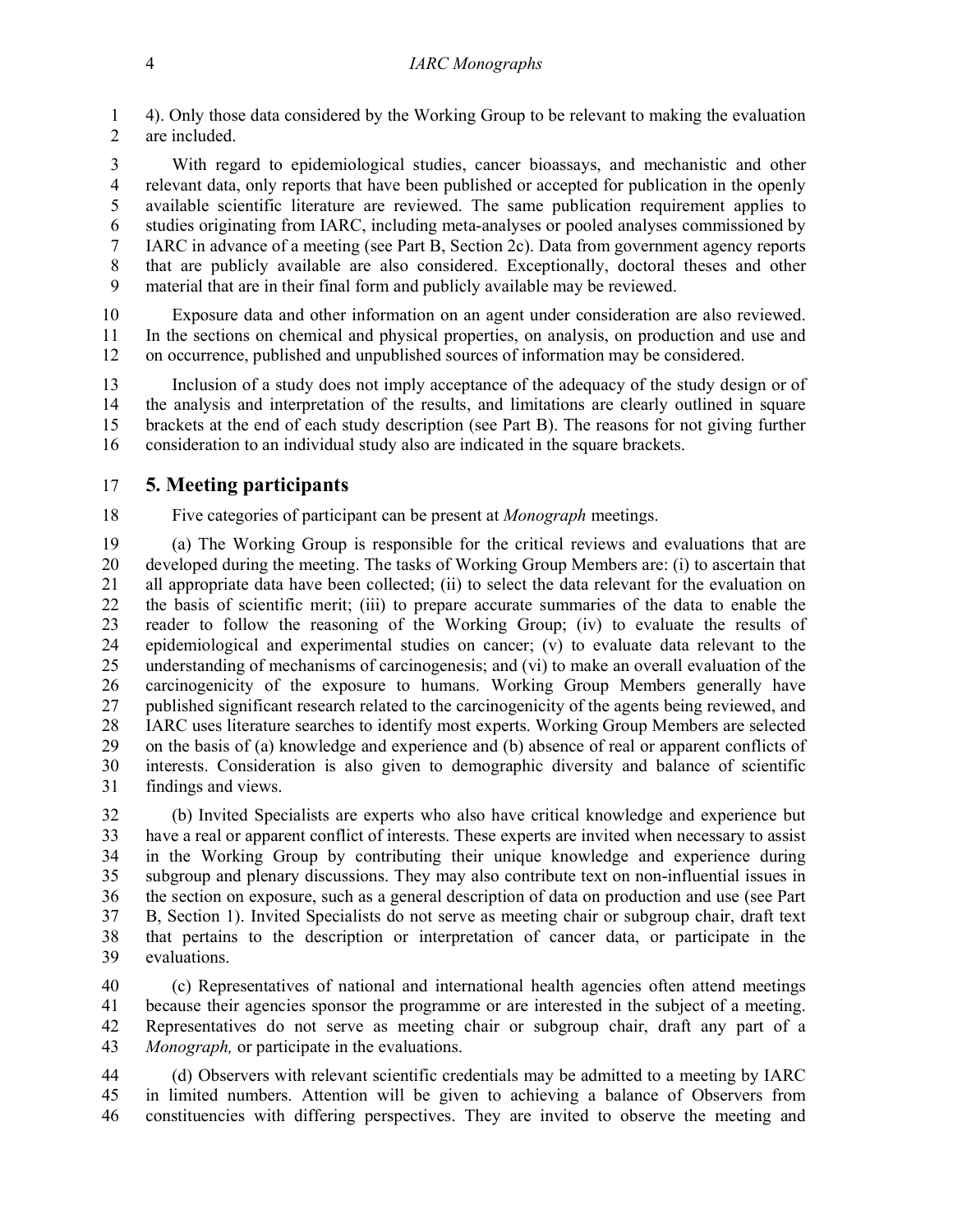4). Only those data considered by the Working Group to be relevant to making the evaluation are included.

With regard to epidemiological studies, cancer bioassays, and mechanistic and other relevant data, only reports that have been published or accepted for publication in the openly available scientific literature are reviewed. The same publication requirement applies to studies originating from IARC, including meta-analyses or pooled analyses commissioned by IARC in advance of a meeting (see Part B, Section 2c). Data from government agency reports that are publicly available are also considered. Exceptionally, doctoral theses and other material that are in their final form and publicly available may be reviewed.

Exposure data and other information on an agent under consideration are also reviewed. In the sections on chemical and physical properties, on analysis, on production and use and on occurrence, published and unpublished sources of information may be considered.

Inclusion of a study does not imply acceptance of the adequacy of the study design or of the analysis and interpretation of the results, and limitations are clearly outlined in square brackets at the end of each study description (see Part B). The reasons for not giving further consideration to an individual study also are indicated in the square brackets.

## 5. Meeting participants

Five categories of participant can be present at *Monograph* meetings.

(a) The Working Group is responsible for the critical reviews and evaluations that are developed during the meeting. The tasks of Working Group Members are: (i) to ascertain that all appropriate data have been collected; (ii) to select the data relevant for the evaluation on the basis of scientific merit; (iii) to prepare accurate summaries of the data to enable the reader to follow the reasoning of the Working Group; (iv) to evaluate the results of epidemiological and experimental studies on cancer; (v) to evaluate data relevant to the understanding of mechanisms of carcinogenesis; and (vi) to make an overall evaluation of the carcinogenicity of the exposure to humans. Working Group Members generally have published significant research related to the carcinogenicity of the agents being reviewed, and IARC uses literature searches to identify most experts. Working Group Members are selected on the basis of (a) knowledge and experience and (b) absence of real or apparent conflicts of interests. Consideration is also given to demographic diversity and balance of scientific findings and views.

(b) Invited Specialists are experts who also have critical knowledge and experience but have a real or apparent conflict of interests. These experts are invited when necessary to assist in the Working Group by contributing their unique knowledge and experience during subgroup and plenary discussions. They may also contribute text on non-influential issues in the section on exposure, such as a general description of data on production and use (see Part B, Section 1). Invited Specialists do not serve as meeting chair or subgroup chair, draft text that pertains to the description or interpretation of cancer data, or participate in the evaluations.

(c) Representatives of national and international health agencies often attend meetings because their agencies sponsor the programme or are interested in the subject of a meeting. Representatives do not serve as meeting chair or subgroup chair, draft any part of a *Monograph,* or participate in the evaluations.

(d) Observers with relevant scientific credentials may be admitted to a meeting by IARC in limited numbers. Attention will be given to achieving a balance of Observers from constituencies with differing perspectives. They are invited to observe the meeting and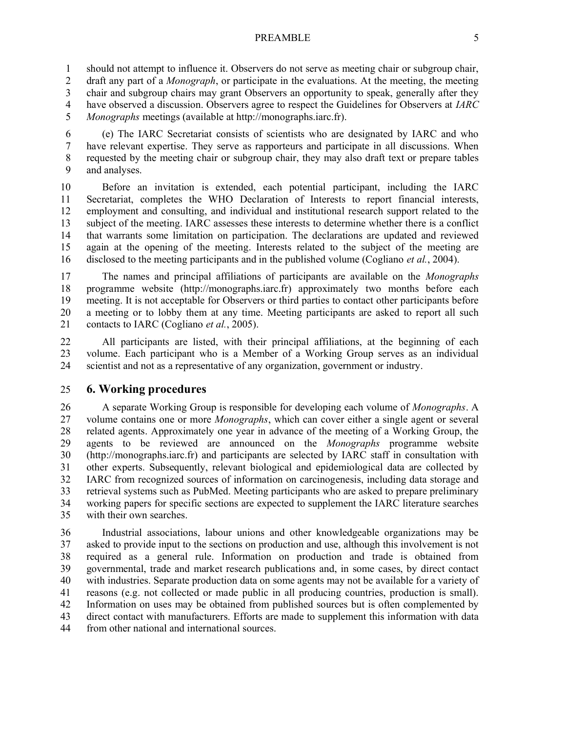should not attempt to influence it. Observers do not serve as meeting chair or subgroup chair, draft any part of a *Monograph*, or participate in the evaluations. At the meeting, the meeting chair and subgroup chairs may grant Observers an opportunity to speak, generally after they have observed a discussion. Observers agree to respect the Guidelines for Observers at *IARC Monographs* meetings (available at http://monographs.iarc.fr).

(e) The IARC Secretariat consists of scientists who are designated by IARC and who have relevant expertise. They serve as rapporteurs and participate in all discussions. When requested by the meeting chair or subgroup chair, they may also draft text or prepare tables and analyses.

Before an invitation is extended, each potential participant, including the IARC Secretariat, completes the WHO Declaration of Interests to report financial interests, employment and consulting, and individual and institutional research support related to the subject of the meeting. IARC assesses these interests to determine whether there is a conflict that warrants some limitation on participation. The declarations are updated and reviewed again at the opening of the meeting. Interests related to the subject of the meeting are disclosed to the meeting participants and in the published volume (Cogliano *et al.*, 2004).

The names and principal affiliations of participants are available on the *Monographs* programme website (http://monographs.iarc.fr) approximately two months before each meeting. It is not acceptable for Observers or third parties to contact other participants before a meeting or to lobby them at any time. Meeting participants are asked to report all such contacts to IARC (Cogliano *et al.*, 2005).

All participants are listed, with their principal affiliations, at the beginning of each volume. Each participant who is a Member of a Working Group serves as an individual scientist and not as a representative of any organization, government or industry.

## 6. Working procedures

A separate Working Group is responsible for developing each volume of *Monographs*. A volume contains one or more *Monographs*, which can cover either a single agent or several related agents. Approximately one year in advance of the meeting of a Working Group, the agents to be reviewed are announced on the *Monographs* programme website (http://monographs.iarc.fr) and participants are selected by IARC staff in consultation with other experts. Subsequently, relevant biological and epidemiological data are collected by IARC from recognized sources of information on carcinogenesis, including data storage and retrieval systems such as PubMed. Meeting participants who are asked to prepare preliminary working papers for specific sections are expected to supplement the IARC literature searches with their own searches.

Industrial associations, labour unions and other knowledgeable organizations may be asked to provide input to the sections on production and use, although this involvement is not required as a general rule. Information on production and trade is obtained from governmental, trade and market research publications and, in some cases, by direct contact with industries. Separate production data on some agents may not be available for a variety of reasons (e.g. not collected or made public in all producing countries, production is small). Information on uses may be obtained from published sources but is often complemented by direct contact with manufacturers. Efforts are made to supplement this information with data from other national and international sources.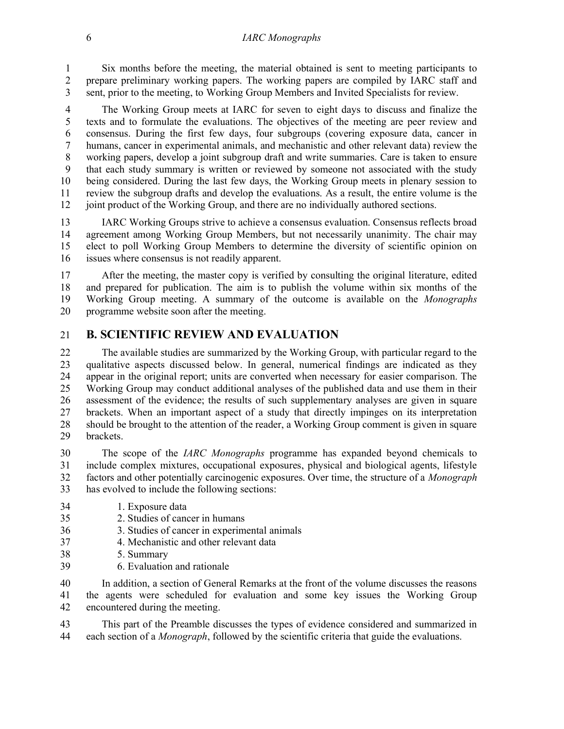Six months before the meeting, the material obtained is sent to meeting participants to prepare preliminary working papers. The working papers are compiled by IARC staff and sent, prior to the meeting, to Working Group Members and Invited Specialists for review.

The Working Group meets at IARC for seven to eight days to discuss and finalize the texts and to formulate the evaluations. The objectives of the meeting are peer review and consensus. During the first few days, four subgroups (covering exposure data, cancer in humans, cancer in experimental animals, and mechanistic and other relevant data) review the working papers, develop a joint subgroup draft and write summaries. Care is taken to ensure that each study summary is written or reviewed by someone not associated with the study being considered. During the last few days, the Working Group meets in plenary session to review the subgroup drafts and develop the evaluations. As a result, the entire volume is the joint product of the Working Group, and there are no individually authored sections.

IARC Working Groups strive to achieve a consensus evaluation. Consensus reflects broad agreement among Working Group Members, but not necessarily unanimity. The chair may elect to poll Working Group Members to determine the diversity of scientific opinion on issues where consensus is not readily apparent.

After the meeting, the master copy is verified by consulting the original literature, edited and prepared for publication. The aim is to publish the volume within six months of the Working Group meeting. A summary of the outcome is available on the *Monographs* programme website soon after the meeting.

## B. SCIENTIFIC REVIEW AND EVALUATION

The available studies are summarized by the Working Group, with particular regard to the qualitative aspects discussed below. In general, numerical findings are indicated as they appear in the original report; units are converted when necessary for easier comparison. The Working Group may conduct additional analyses of the published data and use them in their assessment of the evidence; the results of such supplementary analyses are given in square brackets. When an important aspect of a study that directly impinges on its interpretation should be brought to the attention of the reader, a Working Group comment is given in square brackets.

The scope of the *IARC Monographs* programme has expanded beyond chemicals to include complex mixtures, occupational exposures, physical and biological agents, lifestyle factors and other potentially carcinogenic exposures. Over time, the structure of a *Monograph* has evolved to include the following sections:

1. Exposure data
2. Studies of cancer in humans
3. Studies of cancer in experimental animals
4. Mechanistic and other relevant data
5. Summary
6. Evaluation and rationale

In addition, a section of General Remarks at the front of the volume discusses the reasons the agents were scheduled for evaluation and some key issues the Working Group encountered during the meeting.

This part of the Preamble discusses the types of evidence considered and summarized in each section of a *Monograph*, followed by the scientific criteria that guide the evaluations.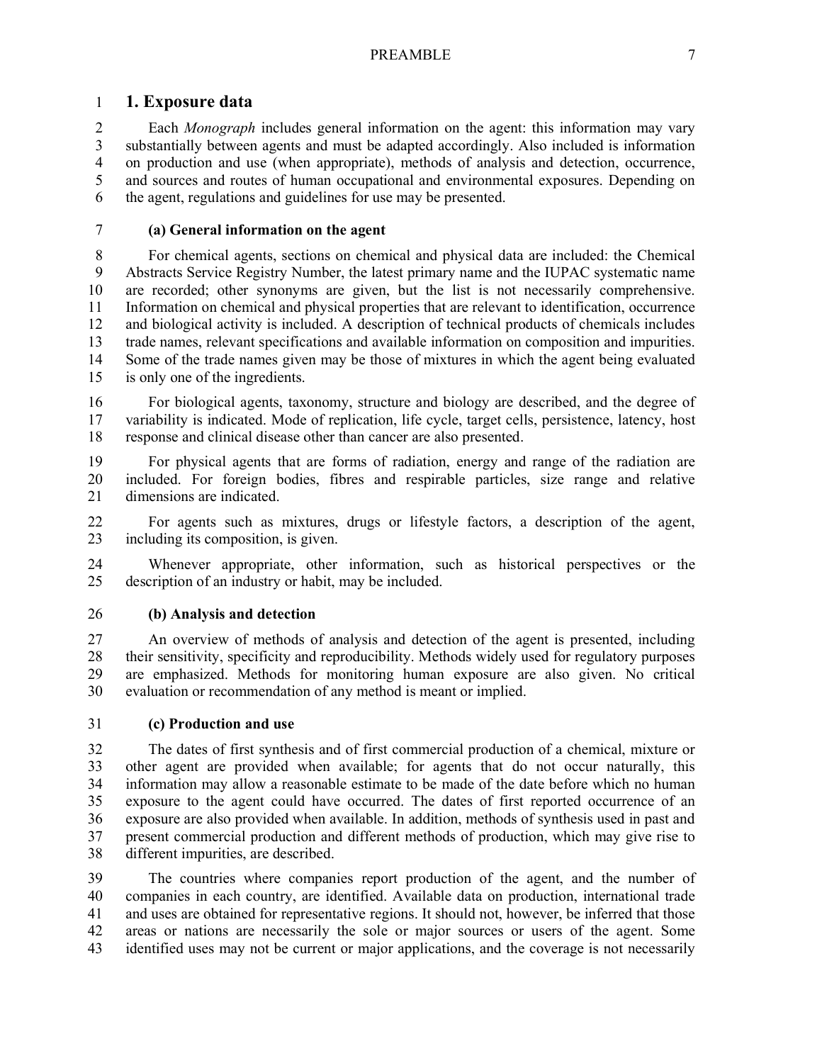## 1. Exposure data

Each *Monograph* includes general information on the agent: this information may vary substantially between agents and must be adapted accordingly. Also included is information on production and use (when appropriate), methods of analysis and detection, occurrence, and sources and routes of human occupational and environmental exposures. Depending on the agent, regulations and guidelines for use may be presented.

### (a) General information on the agent

For chemical agents, sections on chemical and physical data are included: the Chemical Abstracts Service Registry Number, the latest primary name and the IUPAC systematic name are recorded; other synonyms are given, but the list is not necessarily comprehensive. Information on chemical and physical properties that are relevant to identification, occurrence and biological activity is included. A description of technical products of chemicals includes trade names, relevant specifications and available information on composition and impurities. Some of the trade names given may be those of mixtures in which the agent being evaluated is only one of the ingredients.

For biological agents, taxonomy, structure and biology are described, and the degree of variability is indicated. Mode of replication, life cycle, target cells, persistence, latency, host response and clinical disease other than cancer are also presented.

For physical agents that are forms of radiation, energy and range of the radiation are included. For foreign bodies, fibres and respirable particles, size range and relative dimensions are indicated.

For agents such as mixtures, drugs or lifestyle factors, a description of the agent, including its composition, is given.

Whenever appropriate, other information, such as historical perspectives or the description of an industry or habit, may be included.

### (b) Analysis and detection

An overview of methods of analysis and detection of the agent is presented, including their sensitivity, specificity and reproducibility. Methods widely used for regulatory purposes are emphasized. Methods for monitoring human exposure are also given. No critical evaluation or recommendation of any method is meant or implied.

### (c) Production and use

The dates of first synthesis and of first commercial production of a chemical, mixture or other agent are provided when available; for agents that do not occur naturally, this information may allow a reasonable estimate to be made of the date before which no human exposure to the agent could have occurred. The dates of first reported occurrence of an exposure are also provided when available. In addition, methods of synthesis used in past and present commercial production and different methods of production, which may give rise to different impurities, are described.

The countries where companies report production of the agent, and the number of companies in each country, are identified. Available data on production, international trade and uses are obtained for representative regions. It should not, however, be inferred that those areas or nations are necessarily the sole or major sources or users of the agent. Some identified uses may not be current or major applications, and the coverage is not necessarily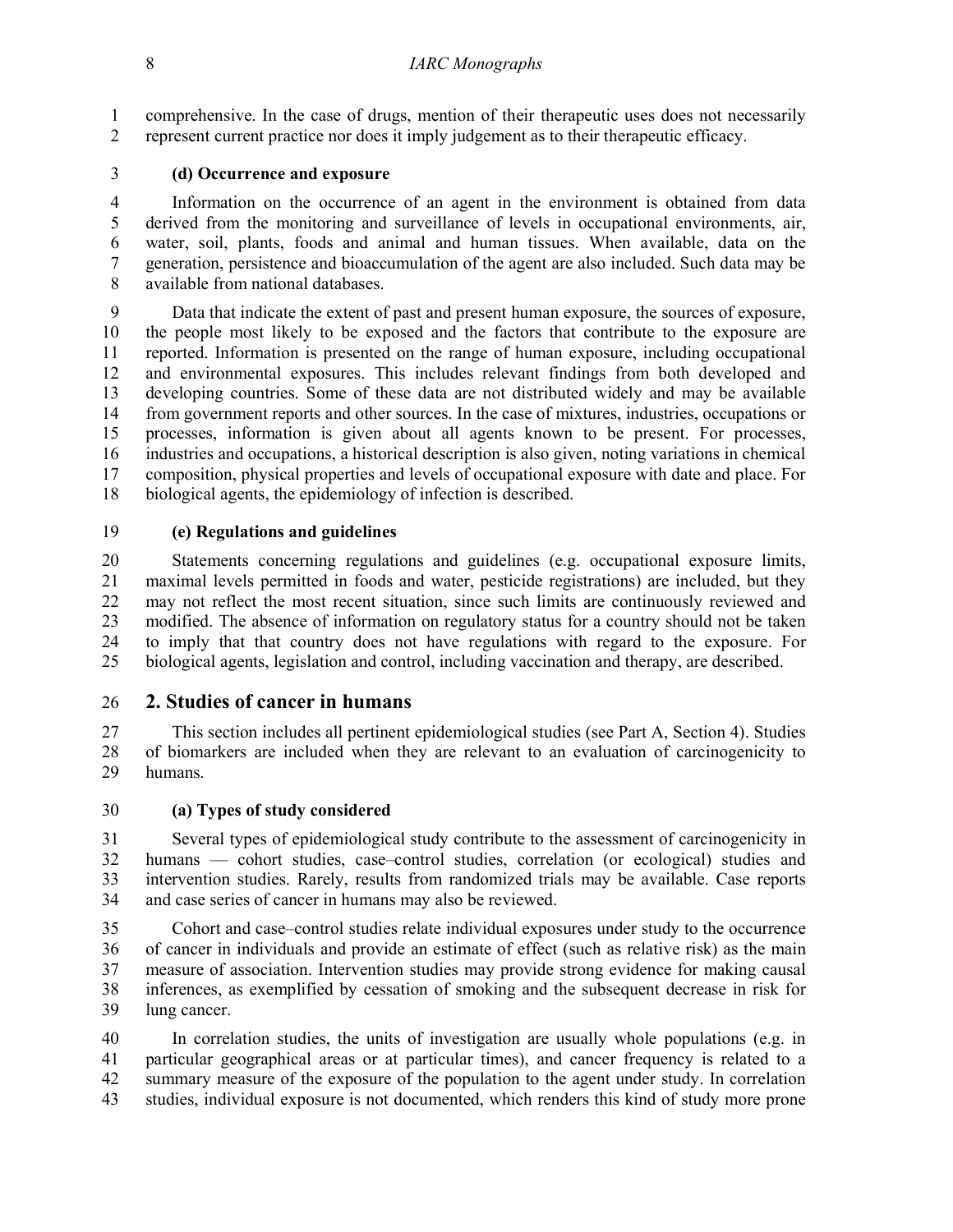comprehensive. In the case of drugs, mention of their therapeutic uses does not necessarily represent current practice nor does it imply judgement as to their therapeutic efficacy.

**(d) Occurrence and exposure**

Information on the occurrence of an agent in the environment is obtained from data derived from the monitoring and surveillance of levels in occupational environments, air, water, soil, plants, foods and animal and human tissues. When available, data on the generation, persistence and bioaccumulation of the agent are also included. Such data may be available from national databases.

Data that indicate the extent of past and present human exposure, the sources of exposure, the people most likely to be exposed and the factors that contribute to the exposure are reported. Information is presented on the range of human exposure, including occupational and environmental exposures. This includes relevant findings from both developed and developing countries. Some of these data are not distributed widely and may be available from government reports and other sources. In the case of mixtures, industries, occupations or processes, information is given about all agents known to be present. For processes, industries and occupations, a historical description is also given, noting variations in chemical composition, physical properties and levels of occupational exposure with date and place. For biological agents, the epidemiology of infection is described.

**(e) Regulations and guidelines**

Statements concerning regulations and guidelines (e.g. occupational exposure limits, maximal levels permitted in foods and water, pesticide registrations) are included, but they may not reflect the most recent situation, since such limits are continuously reviewed and modified. The absence of information on regulatory status for a country should not be taken to imply that that country does not have regulations with regard to the exposure. For biological agents, legislation and control, including vaccination and therapy, are described.

## 2. Studies of cancer in humans

This section includes all pertinent epidemiological studies (see Part A, Section 4). Studies of biomarkers are included when they are relevant to an evaluation of carcinogenicity to humans.

**(a) Types of study considered**

Several types of epidemiological study contribute to the assessment of carcinogenicity in humans — cohort studies, case–control studies, correlation (or ecological) studies and intervention studies. Rarely, results from randomized trials may be available. Case reports and case series of cancer in humans may also be reviewed.

Cohort and case–control studies relate individual exposures under study to the occurrence of cancer in individuals and provide an estimate of effect (such as relative risk) as the main measure of association. Intervention studies may provide strong evidence for making causal inferences, as exemplified by cessation of smoking and the subsequent decrease in risk for lung cancer.

In correlation studies, the units of investigation are usually whole populations (e.g. in particular geographical areas or at particular times), and cancer frequency is related to a summary measure of the exposure of the population to the agent under study. In correlation studies, individual exposure is not documented, which renders this kind of study more prone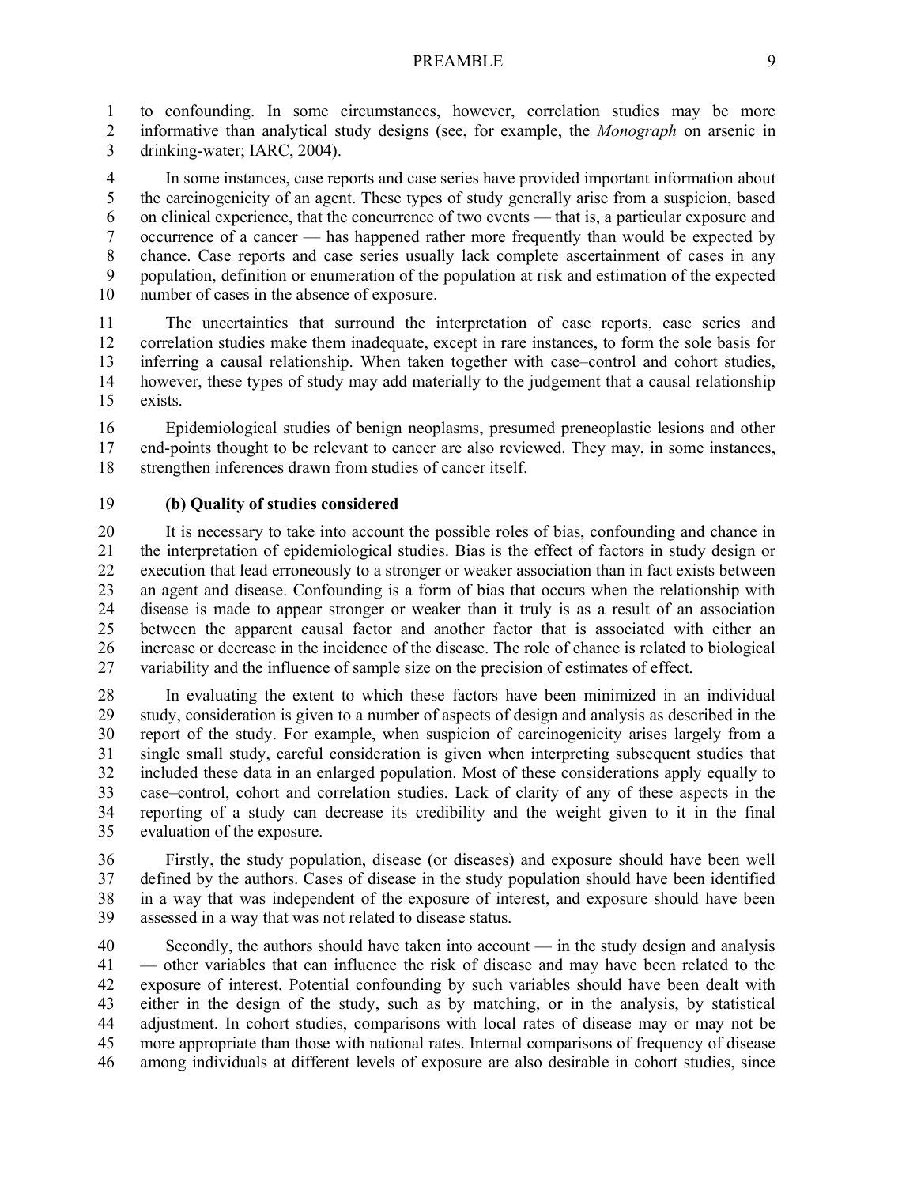to confounding. In some circumstances, however, correlation studies may be more informative than analytical study designs (see, for example, the *Monograph* on arsenic in drinking-water; IARC, 2004).

In some instances, case reports and case series have provided important information about the carcinogenicity of an agent. These types of study generally arise from a suspicion, based on clinical experience, that the concurrence of two events — that is, a particular exposure and occurrence of a cancer — has happened rather more frequently than would be expected by chance. Case reports and case series usually lack complete ascertainment of cases in any population, definition or enumeration of the population at risk and estimation of the expected number of cases in the absence of exposure.

The uncertainties that surround the interpretation of case reports, case series and correlation studies make them inadequate, except in rare instances, to form the sole basis for inferring a causal relationship. When taken together with case–control and cohort studies, however, these types of study may add materially to the judgement that a causal relationship exists.

Epidemiological studies of benign neoplasms, presumed preneoplastic lesions and other end-points thought to be relevant to cancer are also reviewed. They may, in some instances, strengthen inferences drawn from studies of cancer itself.

**(b) Quality of studies considered**

It is necessary to take into account the possible roles of bias, confounding and chance in the interpretation of epidemiological studies. Bias is the effect of factors in study design or execution that lead erroneously to a stronger or weaker association than in fact exists between an agent and disease. Confounding is a form of bias that occurs when the relationship with disease is made to appear stronger or weaker than it truly is as a result of an association between the apparent causal factor and another factor that is associated with either an increase or decrease in the incidence of the disease. The role of chance is related to biological variability and the influence of sample size on the precision of estimates of effect.

In evaluating the extent to which these factors have been minimized in an individual study, consideration is given to a number of aspects of design and analysis as described in the report of the study. For example, when suspicion of carcinogenicity arises largely from a single small study, careful consideration is given when interpreting subsequent studies that included these data in an enlarged population. Most of these considerations apply equally to case–control, cohort and correlation studies. Lack of clarity of any of these aspects in the reporting of a study can decrease its credibility and the weight given to it in the final evaluation of the exposure.

Firstly, the study population, disease (or diseases) and exposure should have been well defined by the authors. Cases of disease in the study population should have been identified in a way that was independent of the exposure of interest, and exposure should have been assessed in a way that was not related to disease status.

Secondly, the authors should have taken into account — in the study design and analysis — other variables that can influence the risk of disease and may have been related to the exposure of interest. Potential confounding by such variables should have been dealt with either in the design of the study, such as by matching, or in the analysis, by statistical adjustment. In cohort studies, comparisons with local rates of disease may or may not be more appropriate than those with national rates. Internal comparisons of frequency of disease among individuals at different levels of exposure are also desirable in cohort studies, since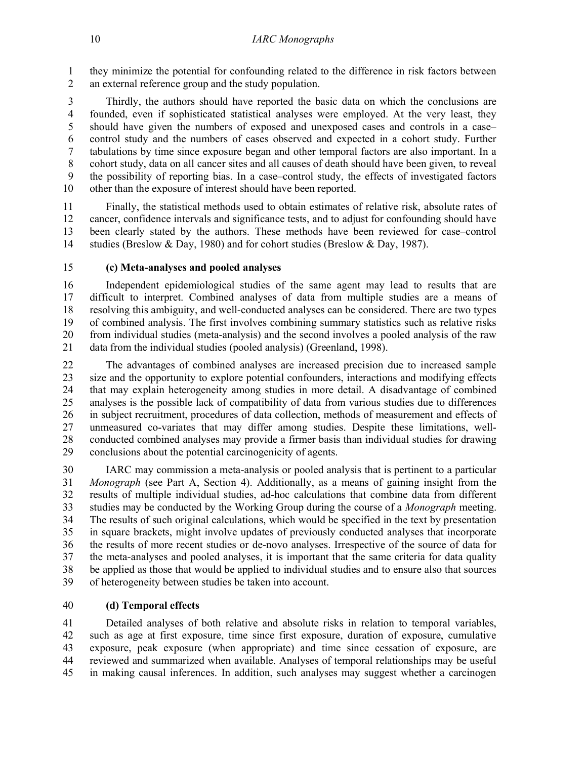they minimize the potential for confounding related to the difference in risk factors between an external reference group and the study population.

Thirdly, the authors should have reported the basic data on which the conclusions are founded, even if sophisticated statistical analyses were employed. At the very least, they should have given the numbers of exposed and unexposed cases and controls in a case–control study and the numbers of cases observed and expected in a cohort study. Further tabulations by time since exposure began and other temporal factors are also important. In a cohort study, data on all cancer sites and all causes of death should have been given, to reveal the possibility of reporting bias. In a case–control study, the effects of investigated factors other than the exposure of interest should have been reported.

Finally, the statistical methods used to obtain estimates of relative risk, absolute rates of cancer, confidence intervals and significance tests, and to adjust for confounding should have been clearly stated by the authors. These methods have been reviewed for case–control studies (Breslow & Day, 1980) and for cohort studies (Breslow & Day, 1987).

#### (c) Meta-analyses and pooled analyses

Independent epidemiological studies of the same agent may lead to results that are difficult to interpret. Combined analyses of data from multiple studies are a means of resolving this ambiguity, and well-conducted analyses can be considered. There are two types of combined analysis. The first involves combining summary statistics such as relative risks from individual studies (meta-analysis) and the second involves a pooled analysis of the raw data from the individual studies (pooled analysis) (Greenland, 1998).

The advantages of combined analyses are increased precision due to increased sample size and the opportunity to explore potential confounders, interactions and modifying effects that may explain heterogeneity among studies in more detail. A disadvantage of combined analyses is the possible lack of compatibility of data from various studies due to differences in subject recruitment, procedures of data collection, methods of measurement and effects of unmeasured co-variates that may differ among studies. Despite these limitations, well-conducted combined analyses may provide a firmer basis than individual studies for drawing conclusions about the potential carcinogenicity of agents.

IARC may commission a meta-analysis or pooled analysis that is pertinent to a particular *Monograph* (see Part A, Section 4). Additionally, as a means of gaining insight from the results of multiple individual studies, ad-hoc calculations that combine data from different studies may be conducted by the Working Group during the course of a *Monograph* meeting. The results of such original calculations, which would be specified in the text by presentation in square brackets, might involve updates of previously conducted analyses that incorporate the results of more recent studies or de-novo analyses. Irrespective of the source of data for the meta-analyses and pooled analyses, it is important that the same criteria for data quality be applied as those that would be applied to individual studies and to ensure also that sources of heterogeneity between studies be taken into account.

#### (d) Temporal effects

Detailed analyses of both relative and absolute risks in relation to temporal variables, such as age at first exposure, time since first exposure, duration of exposure, cumulative exposure, peak exposure (when appropriate) and time since cessation of exposure, are reviewed and summarized when available. Analyses of temporal relationships may be useful in making causal inferences. In addition, such analyses may suggest whether a carcinogen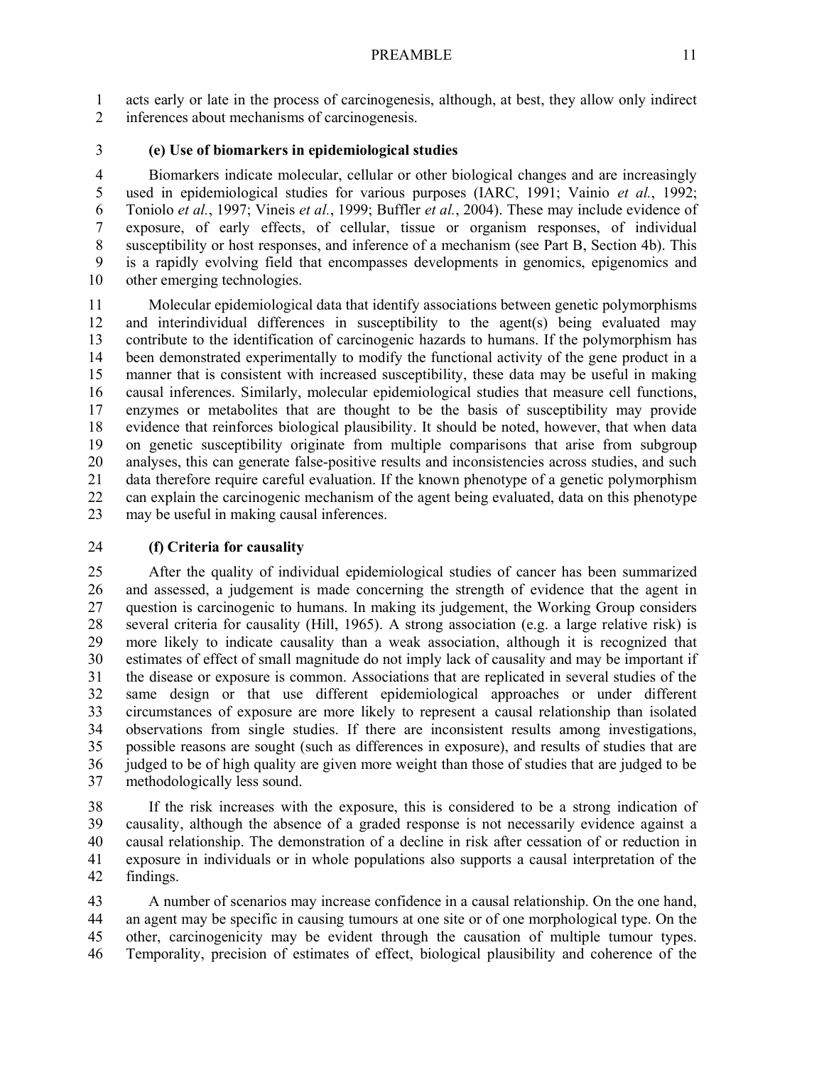acts early or late in the process of carcinogenesis, although, at best, they allow only indirect inferences about mechanisms of carcinogenesis.

### (e) Use of biomarkers in epidemiological studies

Biomarkers indicate molecular, cellular or other biological changes and are increasingly used in epidemiological studies for various purposes (IARC, 1991; Vainio *et al.*, 1992; Toniolo *et al.*, 1997; Vineis *et al.*, 1999; Buffler *et al.*, 2004). These may include evidence of exposure, of early effects, of cellular, tissue or organism responses, of individual susceptibility or host responses, and inference of a mechanism (see Part B, Section 4b). This is a rapidly evolving field that encompasses developments in genomics, epigenomics and other emerging technologies.

Molecular epidemiological data that identify associations between genetic polymorphisms and interindividual differences in susceptibility to the agent(s) being evaluated may contribute to the identification of carcinogenic hazards to humans. If the polymorphism has been demonstrated experimentally to modify the functional activity of the gene product in a manner that is consistent with increased susceptibility, these data may be useful in making causal inferences. Similarly, molecular epidemiological studies that measure cell functions, enzymes or metabolites that are thought to be the basis of susceptibility may provide evidence that reinforces biological plausibility. It should be noted, however, that when data on genetic susceptibility originate from multiple comparisons that arise from subgroup analyses, this can generate false-positive results and inconsistencies across studies, and such data therefore require careful evaluation. If the known phenotype of a genetic polymorphism can explain the carcinogenic mechanism of the agent being evaluated, data on this phenotype may be useful in making causal inferences.

### (f) Criteria for causality

After the quality of individual epidemiological studies of cancer has been summarized and assessed, a judgement is made concerning the strength of evidence that the agent in question is carcinogenic to humans. In making its judgement, the Working Group considers several criteria for causality (Hill, 1965). A strong association (e.g. a large relative risk) is more likely to indicate causality than a weak association, although it is recognized that estimates of effect of small magnitude do not imply lack of causality and may be important if the disease or exposure is common. Associations that are replicated in several studies of the same design or that use different epidemiological approaches or under different circumstances of exposure are more likely to represent a causal relationship than isolated observations from single studies. If there are inconsistent results among investigations, possible reasons are sought (such as differences in exposure), and results of studies that are judged to be of high quality are given more weight than those of studies that are judged to be methodologically less sound.

If the risk increases with the exposure, this is considered to be a strong indication of causality, although the absence of a graded response is not necessarily evidence against a causal relationship. The demonstration of a decline in risk after cessation of or reduction in exposure in individuals or in whole populations also supports a causal interpretation of the findings.

A number of scenarios may increase confidence in a causal relationship. On the one hand, an agent may be specific in causing tumours at one site or of one morphological type. On the other, carcinogenicity may be evident through the causation of multiple tumour types. Temporality, precision of estimates of effect, biological plausibility and coherence of the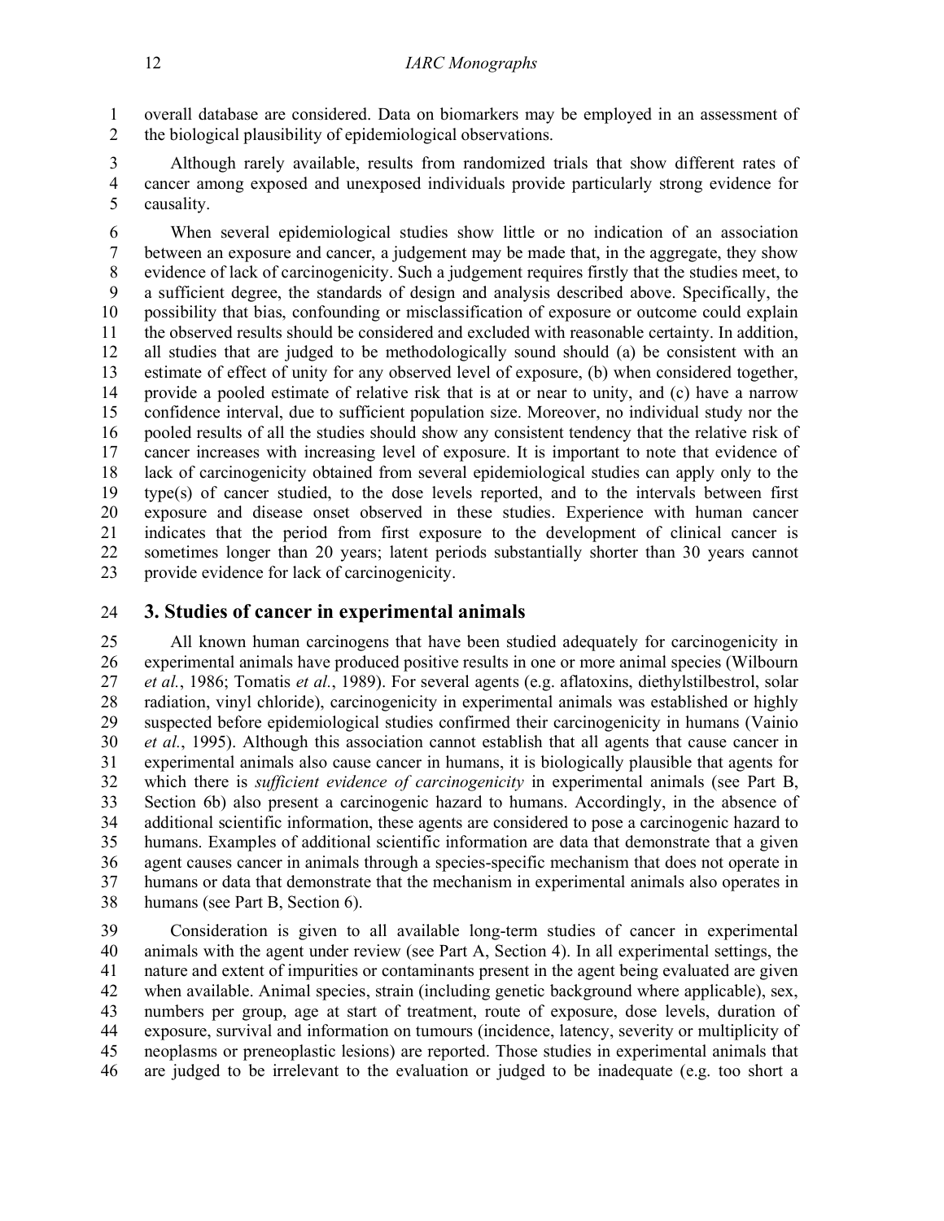overall database are considered. Data on biomarkers may be employed in an assessment of the biological plausibility of epidemiological observations.

Although rarely available, results from randomized trials that show different rates of cancer among exposed and unexposed individuals provide particularly strong evidence for causality.

When several epidemiological studies show little or no indication of an association between an exposure and cancer, a judgement may be made that, in the aggregate, they show evidence of lack of carcinogenicity. Such a judgement requires firstly that the studies meet, to a sufficient degree, the standards of design and analysis described above. Specifically, the possibility that bias, confounding or misclassification of exposure or outcome could explain the observed results should be considered and excluded with reasonable certainty. In addition, all studies that are judged to be methodologically sound should (a) be consistent with an estimate of effect of unity for any observed level of exposure, (b) when considered together, provide a pooled estimate of relative risk that is at or near to unity, and (c) have a narrow confidence interval, due to sufficient population size. Moreover, no individual study nor the pooled results of all the studies should show any consistent tendency that the relative risk of cancer increases with increasing level of exposure. It is important to note that evidence of lack of carcinogenicity obtained from several epidemiological studies can apply only to the type(s) of cancer studied, to the dose levels reported, and to the intervals between first exposure and disease onset observed in these studies. Experience with human cancer indicates that the period from first exposure to the development of clinical cancer is sometimes longer than 20 years; latent periods substantially shorter than 30 years cannot provide evidence for lack of carcinogenicity.

## 3. Studies of cancer in experimental animals

All known human carcinogens that have been studied adequately for carcinogenicity in experimental animals have produced positive results in one or more animal species (Wilbourn *et al.*, 1986; Tomatis *et al.*, 1989). For several agents (e.g. aflatoxins, diethylstilbestrol, solar radiation, vinyl chloride), carcinogenicity in experimental animals was established or highly suspected before epidemiological studies confirmed their carcinogenicity in humans (Vainio *et al.*, 1995). Although this association cannot establish that all agents that cause cancer in experimental animals also cause cancer in humans, it is biologically plausible that agents for which there is *sufficient evidence of carcinogenicity* in experimental animals (see Part B, Section 6b) also present a carcinogenic hazard to humans. Accordingly, in the absence of additional scientific information, these agents are considered to pose a carcinogenic hazard to humans. Examples of additional scientific information are data that demonstrate that a given agent causes cancer in animals through a species-specific mechanism that does not operate in humans or data that demonstrate that the mechanism in experimental animals also operates in humans (see Part B, Section 6).

Consideration is given to all available long-term studies of cancer in experimental animals with the agent under review (see Part A, Section 4). In all experimental settings, the nature and extent of impurities or contaminants present in the agent being evaluated are given when available. Animal species, strain (including genetic background where applicable), sex, numbers per group, age at start of treatment, route of exposure, dose levels, duration of exposure, survival and information on tumours (incidence, latency, severity or multiplicity of neoplasms or preneoplastic lesions) are reported. Those studies in experimental animals that are judged to be irrelevant to the evaluation or judged to be inadequate (e.g. too short a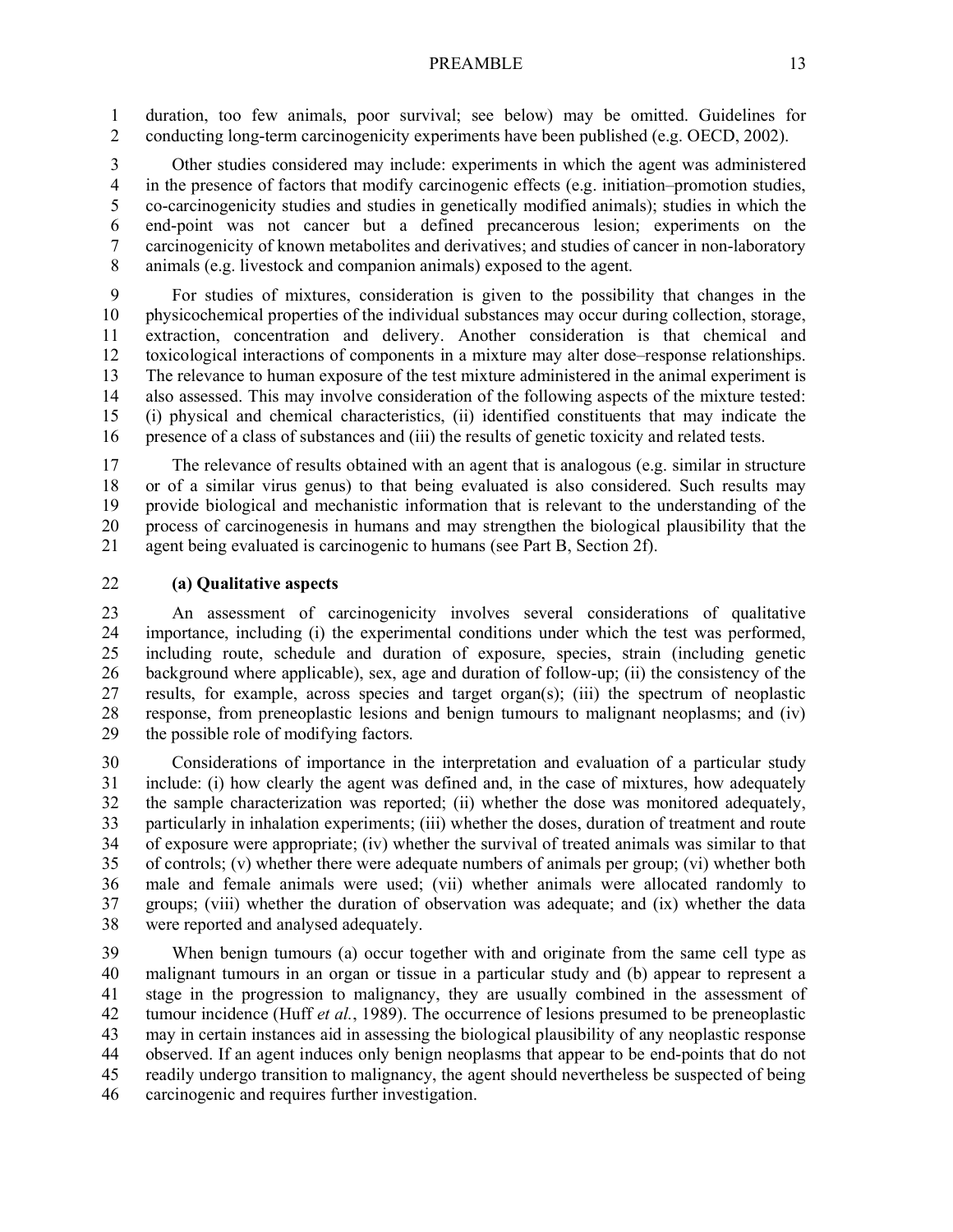duration, too few animals, poor survival; see below) may be omitted. Guidelines for conducting long-term carcinogenicity experiments have been published (e.g. OECD, 2002).

Other studies considered may include: experiments in which the agent was administered in the presence of factors that modify carcinogenic effects (e.g. initiation–promotion studies, co-carcinogenicity studies and studies in genetically modified animals); studies in which the end-point was not cancer but a defined precancerous lesion; experiments on the carcinogenicity of known metabolites and derivatives; and studies of cancer in non-laboratory animals (e.g. livestock and companion animals) exposed to the agent.

For studies of mixtures, consideration is given to the possibility that changes in the physicochemical properties of the individual substances may occur during collection, storage, extraction, concentration and delivery. Another consideration is that chemical and toxicological interactions of components in a mixture may alter dose–response relationships. The relevance to human exposure of the test mixture administered in the animal experiment is also assessed. This may involve consideration of the following aspects of the mixture tested: (i) physical and chemical characteristics, (ii) identified constituents that may indicate the presence of a class of substances and (iii) the results of genetic toxicity and related tests.

The relevance of results obtained with an agent that is analogous (e.g. similar in structure or of a similar virus genus) to that being evaluated is also considered. Such results may provide biological and mechanistic information that is relevant to the understanding of the process of carcinogenesis in humans and may strengthen the biological plausibility that the agent being evaluated is carcinogenic to humans (see Part B, Section 2f).

**(a) Qualitative aspects**

An assessment of carcinogenicity involves several considerations of qualitative importance, including (i) the experimental conditions under which the test was performed, including route, schedule and duration of exposure, species, strain (including genetic background where applicable), sex, age and duration of follow-up; (ii) the consistency of the results, for example, across species and target organ(s); (iii) the spectrum of neoplastic response, from preneoplastic lesions and benign tumours to malignant neoplasms; and (iv) the possible role of modifying factors.

Considerations of importance in the interpretation and evaluation of a particular study include: (i) how clearly the agent was defined and, in the case of mixtures, how adequately the sample characterization was reported; (ii) whether the dose was monitored adequately, particularly in inhalation experiments; (iii) whether the doses, duration of treatment and route of exposure were appropriate; (iv) whether the survival of treated animals was similar to that of controls; (v) whether there were adequate numbers of animals per group; (vi) whether both male and female animals were used; (vii) whether animals were allocated randomly to groups; (viii) whether the duration of observation was adequate; and (ix) whether the data were reported and analysed adequately.

When benign tumours (a) occur together with and originate from the same cell type as malignant tumours in an organ or tissue in a particular study and (b) appear to represent a stage in the progression to malignancy, they are usually combined in the assessment of tumour incidence (Huff *et al.*, 1989). The occurrence of lesions presumed to be preneoplastic may in certain instances aid in assessing the biological plausibility of any neoplastic response observed. If an agent induces only benign neoplasms that appear to be end-points that do not readily undergo transition to malignancy, the agent should nevertheless be suspected of being carcinogenic and requires further investigation.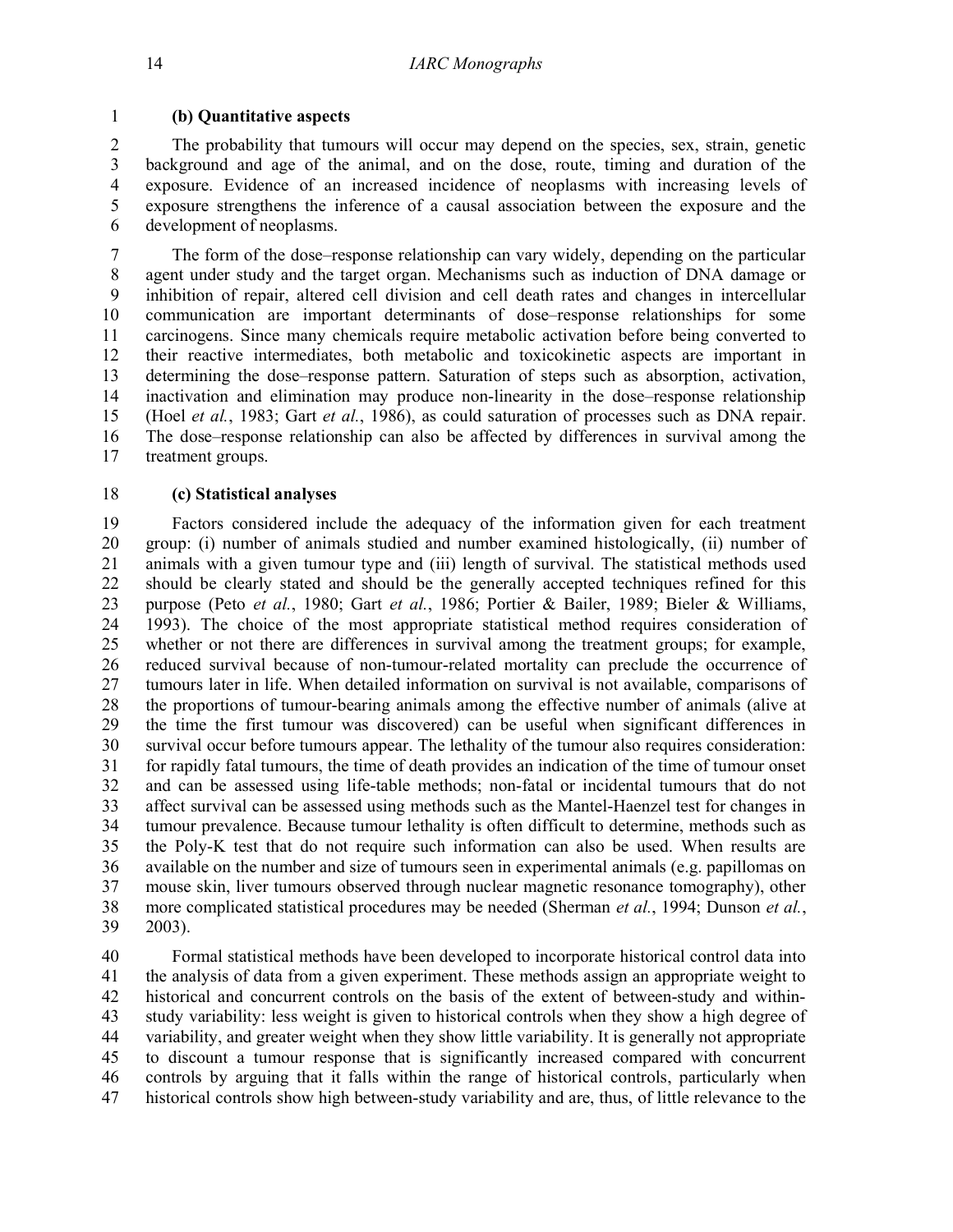#### (b) Quantitative aspects

The probability that tumours will occur may depend on the species, sex, strain, genetic background and age of the animal, and on the dose, route, timing and duration of the exposure. Evidence of an increased incidence of neoplasms with increasing levels of exposure strengthens the inference of a causal association between the exposure and the development of neoplasms.

The form of the dose–response relationship can vary widely, depending on the particular agent under study and the target organ. Mechanisms such as induction of DNA damage or inhibition of repair, altered cell division and cell death rates and changes in intercellular communication are important determinants of dose–response relationships for some carcinogens. Since many chemicals require metabolic activation before being converted to their reactive intermediates, both metabolic and toxicokinetic aspects are important in determining the dose–response pattern. Saturation of steps such as absorption, activation, inactivation and elimination may produce non-linearity in the dose–response relationship (Hoel *et al.*, 1983; Gart *et al.*, 1986), as could saturation of processes such as DNA repair. The dose–response relationship can also be affected by differences in survival among the treatment groups.

#### (c) Statistical analyses

Factors considered include the adequacy of the information given for each treatment group: (i) number of animals studied and number examined histologically, (ii) number of animals with a given tumour type and (iii) length of survival. The statistical methods used should be clearly stated and should be the generally accepted techniques refined for this purpose (Peto *et al.*, 1980; Gart *et al.*, 1986; Portier & Bailer, 1989; Bieler & Williams, 1993). The choice of the most appropriate statistical method requires consideration of whether or not there are differences in survival among the treatment groups; for example, reduced survival because of non-tumour-related mortality can preclude the occurrence of tumours later in life. When detailed information on survival is not available, comparisons of the proportions of tumour-bearing animals among the effective number of animals (alive at the time the first tumour was discovered) can be useful when significant differences in survival occur before tumours appear. The lethality of the tumour also requires consideration: for rapidly fatal tumours, the time of death provides an indication of the time of tumour onset and can be assessed using life-table methods; non-fatal or incidental tumours that do not affect survival can be assessed using methods such as the Mantel-Haenzel test for changes in tumour prevalence. Because tumour lethality is often difficult to determine, methods such as the Poly-K test that do not require such information can also be used. When results are available on the number and size of tumours seen in experimental animals (e.g. papillomas on mouse skin, liver tumours observed through nuclear magnetic resonance tomography), other more complicated statistical procedures may be needed (Sherman *et al.*, 1994; Dunson *et al.*, 2003).

Formal statistical methods have been developed to incorporate historical control data into the analysis of data from a given experiment. These methods assign an appropriate weight to historical and concurrent controls on the basis of the extent of between-study and within-study variability: less weight is given to historical controls when they show a high degree of variability, and greater weight when they show little variability. It is generally not appropriate to discount a tumour response that is significantly increased compared with concurrent controls by arguing that it falls within the range of historical controls, particularly when historical controls show high between-study variability and are, thus, of little relevance to the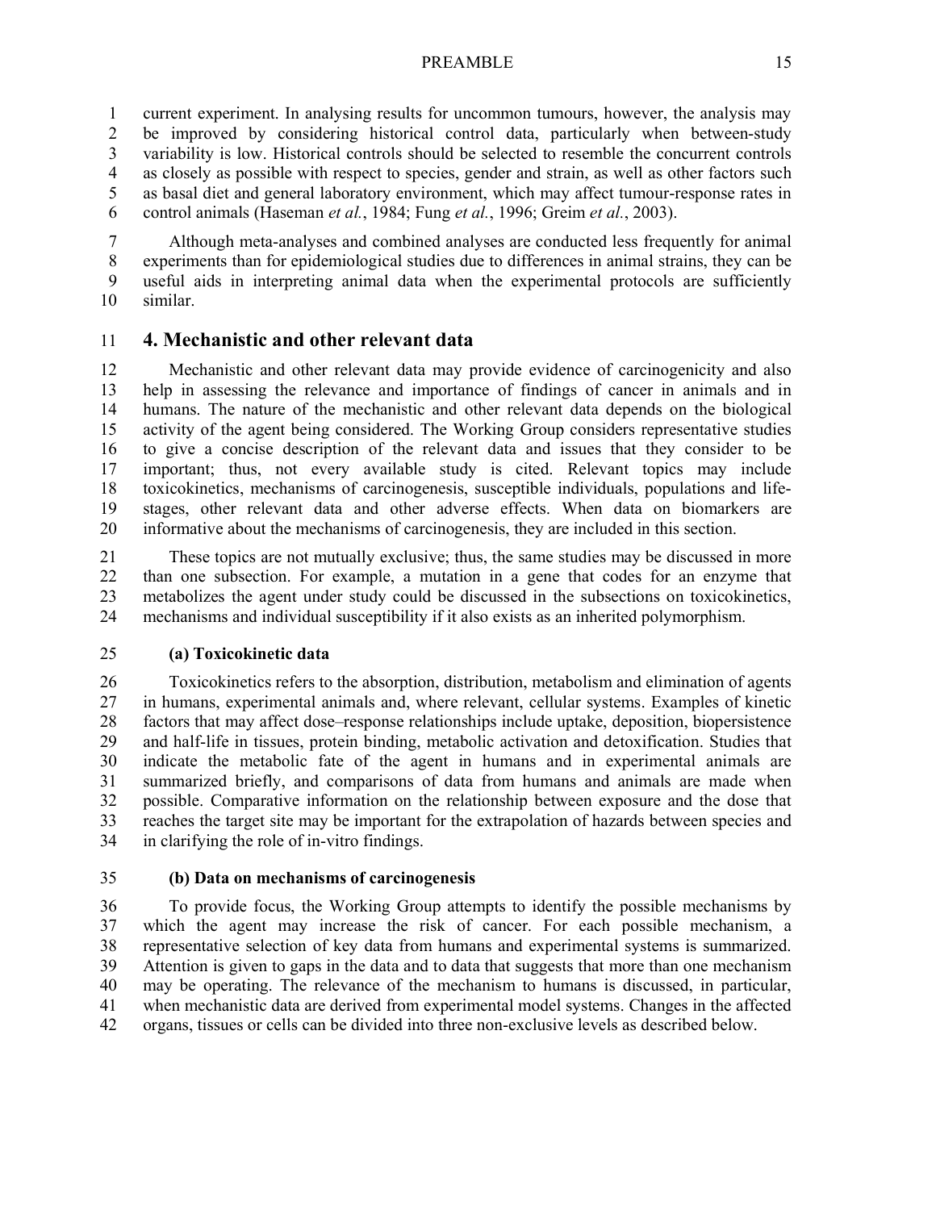current experiment. In analysing results for uncommon tumours, however, the analysis may be improved by considering historical control data, particularly when between-study variability is low. Historical controls should be selected to resemble the concurrent controls as closely as possible with respect to species, gender and strain, as well as other factors such as basal diet and general laboratory environment, which may affect tumour-response rates in control animals (Haseman *et al.*, 1984; Fung *et al.*, 1996; Greim *et al.*, 2003).

Although meta-analyses and combined analyses are conducted less frequently for animal experiments than for epidemiological studies due to differences in animal strains, they can be useful aids in interpreting animal data when the experimental protocols are sufficiently similar.

## 4. Mechanistic and other relevant data

Mechanistic and other relevant data may provide evidence of carcinogenicity and also help in assessing the relevance and importance of findings of cancer in animals and in humans. The nature of the mechanistic and other relevant data depends on the biological activity of the agent being considered. The Working Group considers representative studies to give a concise description of the relevant data and issues that they consider to be important; thus, not every available study is cited. Relevant topics may include toxicokinetics, mechanisms of carcinogenesis, susceptible individuals, populations and life-stages, other relevant data and other adverse effects. When data on biomarkers are informative about the mechanisms of carcinogenesis, they are included in this section.

These topics are not mutually exclusive; thus, the same studies may be discussed in more than one subsection. For example, a mutation in a gene that codes for an enzyme that metabolizes the agent under study could be discussed in the subsections on toxicokinetics, mechanisms and individual susceptibility if it also exists as an inherited polymorphism.

### (a) Toxicokinetic data

Toxicokinetics refers to the absorption, distribution, metabolism and elimination of agents in humans, experimental animals and, where relevant, cellular systems. Examples of kinetic factors that may affect dose–response relationships include uptake, deposition, biopersistence and half-life in tissues, protein binding, metabolic activation and detoxification. Studies that indicate the metabolic fate of the agent in humans and in experimental animals are summarized briefly, and comparisons of data from humans and animals are made when possible. Comparative information on the relationship between exposure and the dose that reaches the target site may be important for the extrapolation of hazards between species and in clarifying the role of in-vitro findings.

### (b) Data on mechanisms of carcinogenesis

To provide focus, the Working Group attempts to identify the possible mechanisms by which the agent may increase the risk of cancer. For each possible mechanism, a representative selection of key data from humans and experimental systems is summarized. Attention is given to gaps in the data and to data that suggests that more than one mechanism may be operating. The relevance of the mechanism to humans is discussed, in particular, when mechanistic data are derived from experimental model systems. Changes in the affected organs, tissues or cells can be divided into three non-exclusive levels as described below.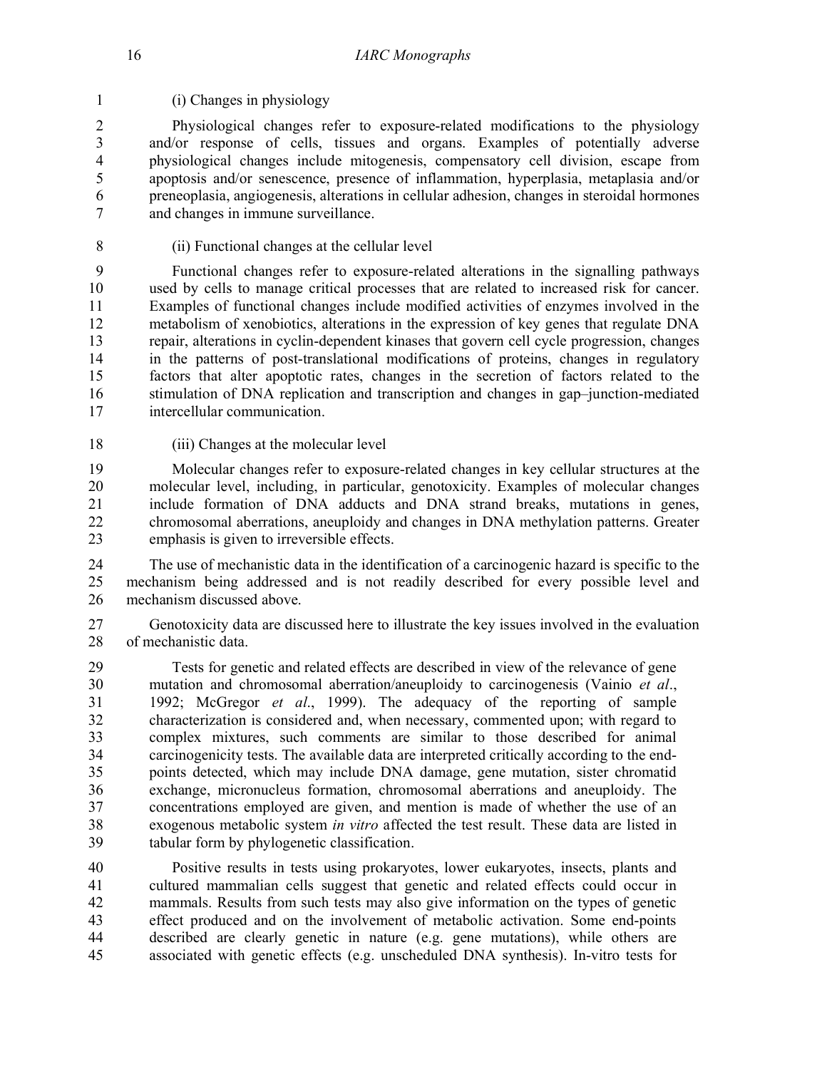(i) Changes in physiology

Physiological changes refer to exposure-related modifications to the physiology and/or response of cells, tissues and organs. Examples of potentially adverse physiological changes include mitogenesis, compensatory cell division, escape from apoptosis and/or senescence, presence of inflammation, hyperplasia, metaplasia and/or preneoplasia, angiogenesis, alterations in cellular adhesion, changes in steroidal hormones and changes in immune surveillance.

(ii) Functional changes at the cellular level

Functional changes refer to exposure-related alterations in the signalling pathways used by cells to manage critical processes that are related to increased risk for cancer. Examples of functional changes include modified activities of enzymes involved in the metabolism of xenobiotics, alterations in the expression of key genes that regulate DNA repair, alterations in cyclin-dependent kinases that govern cell cycle progression, changes in the patterns of post-translational modifications of proteins, changes in regulatory factors that alter apoptotic rates, changes in the secretion of factors related to the stimulation of DNA replication and transcription and changes in gap–junction-mediated intercellular communication.

(iii) Changes at the molecular level

Molecular changes refer to exposure-related changes in key cellular structures at the molecular level, including, in particular, genotoxicity. Examples of molecular changes include formation of DNA adducts and DNA strand breaks, mutations in genes, chromosomal aberrations, aneuploidy and changes in DNA methylation patterns. Greater emphasis is given to irreversible effects.

The use of mechanistic data in the identification of a carcinogenic hazard is specific to the mechanism being addressed and is not readily described for every possible level and mechanism discussed above.

Genotoxicity data are discussed here to illustrate the key issues involved in the evaluation of mechanistic data.

Tests for genetic and related effects are described in view of the relevance of gene mutation and chromosomal aberration/aneuploidy to carcinogenesis (Vainio *et al*., 1992; McGregor *et al*., 1999). The adequacy of the reporting of sample characterization is considered and, when necessary, commented upon; with regard to complex mixtures, such comments are similar to those described for animal carcinogenicity tests. The available data are interpreted critically according to the end-points detected, which may include DNA damage, gene mutation, sister chromatid exchange, micronucleus formation, chromosomal aberrations and aneuploidy. The concentrations employed are given, and mention is made of whether the use of an exogenous metabolic system *in vitro* affected the test result. These data are listed in tabular form by phylogenetic classification.

Positive results in tests using prokaryotes, lower eukaryotes, insects, plants and cultured mammalian cells suggest that genetic and related effects could occur in mammals. Results from such tests may also give information on the types of genetic effect produced and on the involvement of metabolic activation. Some end-points described are clearly genetic in nature (e.g. gene mutations), while others are associated with genetic effects (e.g. unscheduled DNA synthesis). In-vitro tests for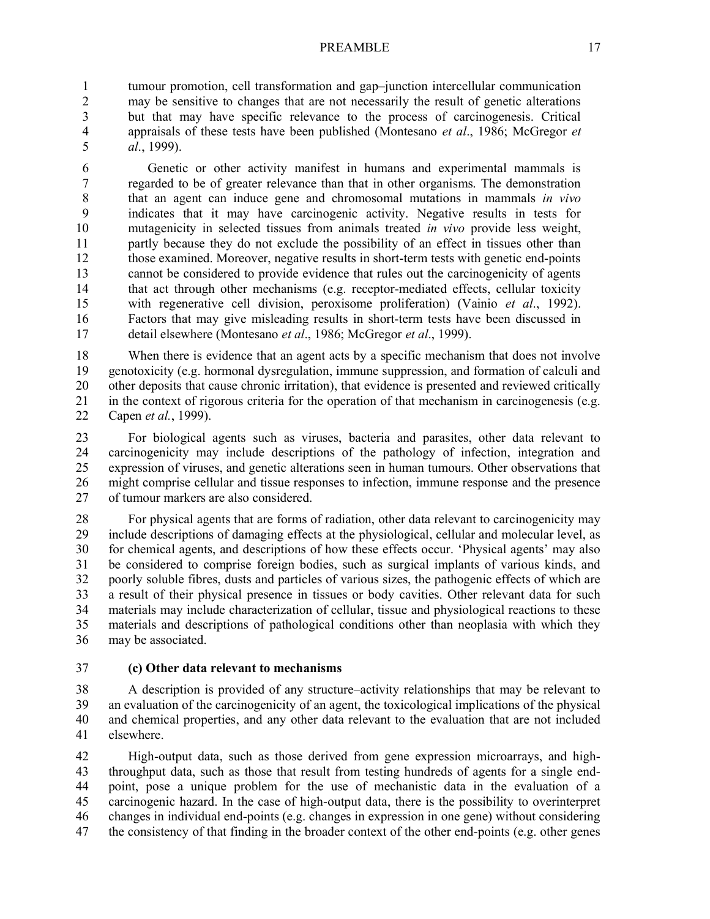tumour promotion, cell transformation and gap–junction intercellular communication may be sensitive to changes that are not necessarily the result of genetic alterations but that may have specific relevance to the process of carcinogenesis. Critical appraisals of these tests have been published (Montesano *et al*., 1986; McGregor *et al*., 1999).

Genetic or other activity manifest in humans and experimental mammals is regarded to be of greater relevance than that in other organisms. The demonstration that an agent can induce gene and chromosomal mutations in mammals *in vivo* indicates that it may have carcinogenic activity. Negative results in tests for mutagenicity in selected tissues from animals treated *in vivo* provide less weight, partly because they do not exclude the possibility of an effect in tissues other than those examined. Moreover, negative results in short-term tests with genetic end-points cannot be considered to provide evidence that rules out the carcinogenicity of agents that act through other mechanisms (e.g. receptor-mediated effects, cellular toxicity with regenerative cell division, peroxisome proliferation) (Vainio *et al*., 1992). Factors that may give misleading results in short-term tests have been discussed in detail elsewhere (Montesano *et al*., 1986; McGregor *et al*., 1999).

When there is evidence that an agent acts by a specific mechanism that does not involve genotoxicity (e.g. hormonal dysregulation, immune suppression, and formation of calculi and other deposits that cause chronic irritation), that evidence is presented and reviewed critically in the context of rigorous criteria for the operation of that mechanism in carcinogenesis (e.g. Capen *et al.*, 1999).

For biological agents such as viruses, bacteria and parasites, other data relevant to carcinogenicity may include descriptions of the pathology of infection, integration and expression of viruses, and genetic alterations seen in human tumours. Other observations that might comprise cellular and tissue responses to infection, immune response and the presence of tumour markers are also considered.

For physical agents that are forms of radiation, other data relevant to carcinogenicity may include descriptions of damaging effects at the physiological, cellular and molecular level, as for chemical agents, and descriptions of how these effects occur. 'Physical agents' may also be considered to comprise foreign bodies, such as surgical implants of various kinds, and poorly soluble fibres, dusts and particles of various sizes, the pathogenic effects of which are a result of their physical presence in tissues or body cavities. Other relevant data for such materials may include characterization of cellular, tissue and physiological reactions to these materials and descriptions of pathological conditions other than neoplasia with which they may be associated.

**(c) Other data relevant to mechanisms**

A description is provided of any structure–activity relationships that may be relevant to an evaluation of the carcinogenicity of an agent, the toxicological implications of the physical and chemical properties, and any other data relevant to the evaluation that are not included elsewhere.

High-output data, such as those derived from gene expression microarrays, and high-throughput data, such as those that result from testing hundreds of agents for a single end-point, pose a unique problem for the use of mechanistic data in the evaluation of a carcinogenic hazard. In the case of high-output data, there is the possibility to overinterpret changes in individual end-points (e.g. changes in expression in one gene) without considering the consistency of that finding in the broader context of the other end-points (e.g. other genes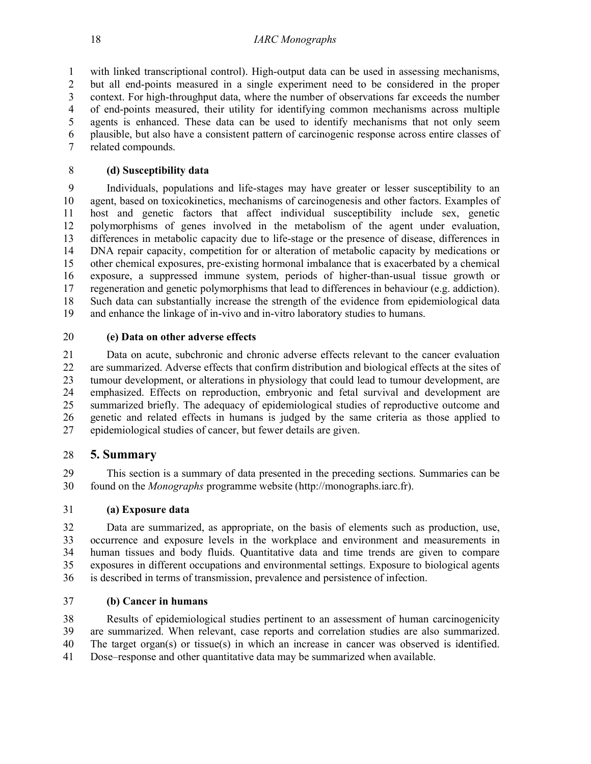with linked transcriptional control). High-output data can be used in assessing mechanisms, but all end-points measured in a single experiment need to be considered in the proper context. For high-throughput data, where the number of observations far exceeds the number of end-points measured, their utility for identifying common mechanisms across multiple agents is enhanced. These data can be used to identify mechanisms that not only seem plausible, but also have a consistent pattern of carcinogenic response across entire classes of related compounds.

#### (d) Susceptibility data

Individuals, populations and life-stages may have greater or lesser susceptibility to an agent, based on toxicokinetics, mechanisms of carcinogenesis and other factors. Examples of host and genetic factors that affect individual susceptibility include sex, genetic polymorphisms of genes involved in the metabolism of the agent under evaluation, differences in metabolic capacity due to life-stage or the presence of disease, differences in DNA repair capacity, competition for or alteration of metabolic capacity by medications or other chemical exposures, pre-existing hormonal imbalance that is exacerbated by a chemical exposure, a suppressed immune system, periods of higher-than-usual tissue growth or regeneration and genetic polymorphisms that lead to differences in behaviour (e.g. addiction). Such data can substantially increase the strength of the evidence from epidemiological data and enhance the linkage of in-vivo and in-vitro laboratory studies to humans.

#### (e) Data on other adverse effects

Data on acute, subchronic and chronic adverse effects relevant to the cancer evaluation are summarized. Adverse effects that confirm distribution and biological effects at the sites of tumour development, or alterations in physiology that could lead to tumour development, are emphasized. Effects on reproduction, embryonic and fetal survival and development are summarized briefly. The adequacy of epidemiological studies of reproductive outcome and genetic and related effects in humans is judged by the same criteria as those applied to epidemiological studies of cancer, but fewer details are given.

## 5. Summary

This section is a summary of data presented in the preceding sections. Summaries can be found on the *Monographs* programme website (http://monographs.iarc.fr).

#### (a) Exposure data

Data are summarized, as appropriate, on the basis of elements such as production, use, occurrence and exposure levels in the workplace and environment and measurements in human tissues and body fluids. Quantitative data and time trends are given to compare exposures in different occupations and environmental settings. Exposure to biological agents is described in terms of transmission, prevalence and persistence of infection.

#### (b) Cancer in humans

Results of epidemiological studies pertinent to an assessment of human carcinogenicity are summarized. When relevant, case reports and correlation studies are also summarized. The target organ(s) or tissue(s) in which an increase in cancer was observed is identified. Dose–response and other quantitative data may be summarized when available.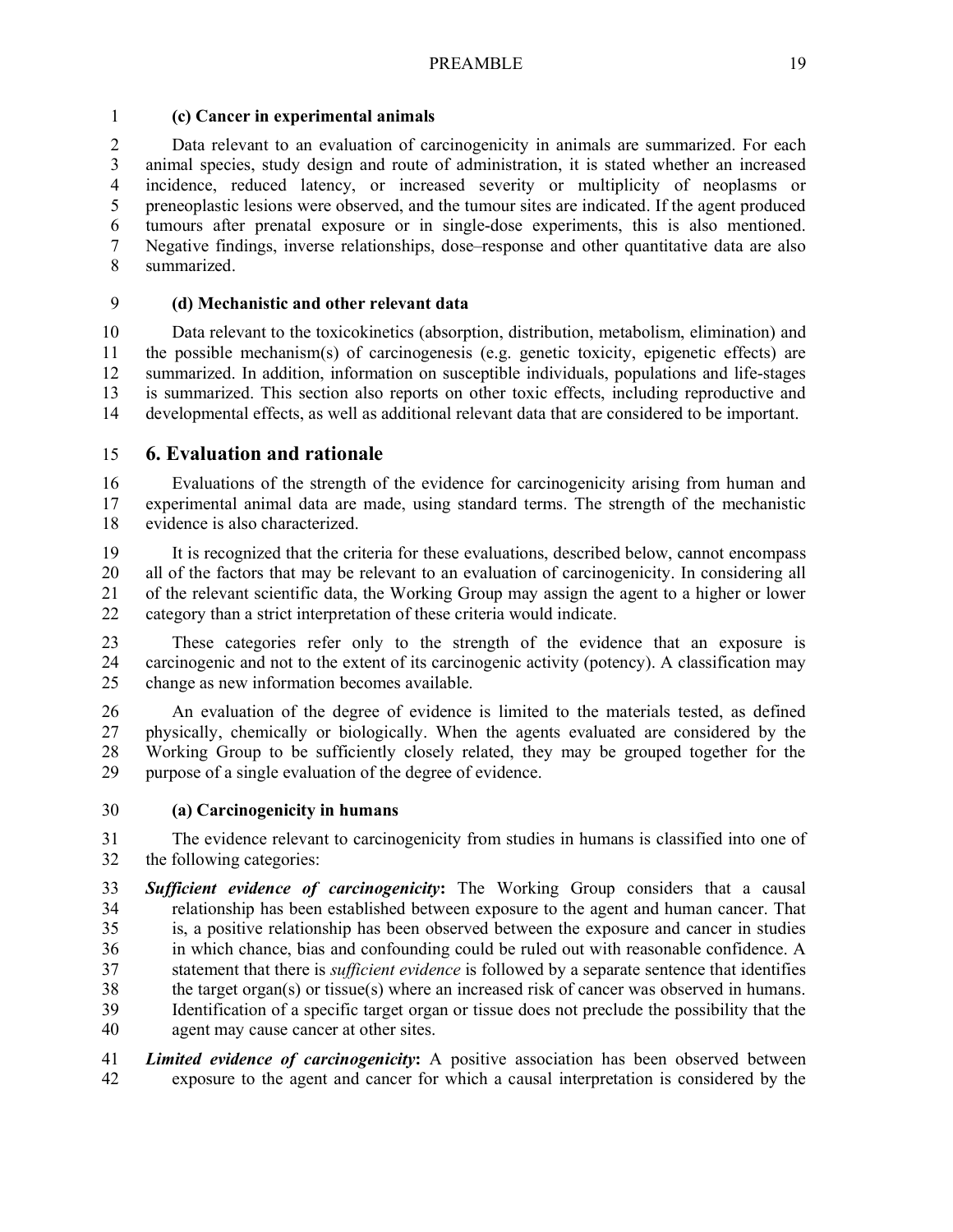#### (c) Cancer in experimental animals

Data relevant to an evaluation of carcinogenicity in animals are summarized. For each animal species, study design and route of administration, it is stated whether an increased incidence, reduced latency, or increased severity or multiplicity of neoplasms or preneoplastic lesions were observed, and the tumour sites are indicated. If the agent produced tumours after prenatal exposure or in single-dose experiments, this is also mentioned. Negative findings, inverse relationships, dose–response and other quantitative data are also summarized.

#### (d) Mechanistic and other relevant data

Data relevant to the toxicokinetics (absorption, distribution, metabolism, elimination) and the possible mechanism(s) of carcinogenesis (e.g. genetic toxicity, epigenetic effects) are summarized. In addition, information on susceptible individuals, populations and life-stages is summarized. This section also reports on other toxic effects, including reproductive and developmental effects, as well as additional relevant data that are considered to be important.

## 6. Evaluation and rationale

Evaluations of the strength of the evidence for carcinogenicity arising from human and experimental animal data are made, using standard terms. The strength of the mechanistic evidence is also characterized.

It is recognized that the criteria for these evaluations, described below, cannot encompass all of the factors that may be relevant to an evaluation of carcinogenicity. In considering all of the relevant scientific data, the Working Group may assign the agent to a higher or lower category than a strict interpretation of these criteria would indicate.

These categories refer only to the strength of the evidence that an exposure is carcinogenic and not to the extent of its carcinogenic activity (potency). A classification may change as new information becomes available.

An evaluation of the degree of evidence is limited to the materials tested, as defined physically, chemically or biologically. When the agents evaluated are considered by the Working Group to be sufficiently closely related, they may be grouped together for the purpose of a single evaluation of the degree of evidence.

#### (a) Carcinogenicity in humans

The evidence relevant to carcinogenicity from studies in humans is classified into one of the following categories:

***Sufficient evidence of carcinogenicity*:** The Working Group considers that a causal relationship has been established between exposure to the agent and human cancer. That is, a positive relationship has been observed between the exposure and cancer in studies in which chance, bias and confounding could be ruled out with reasonable confidence. A statement that there is *sufficient evidence* is followed by a separate sentence that identifies the target organ(s) or tissue(s) where an increased risk of cancer was observed in humans. Identification of a specific target organ or tissue does not preclude the possibility that the agent may cause cancer at other sites.

***Limited evidence of carcinogenicity*:** A positive association has been observed between exposure to the agent and cancer for which a causal interpretation is considered by the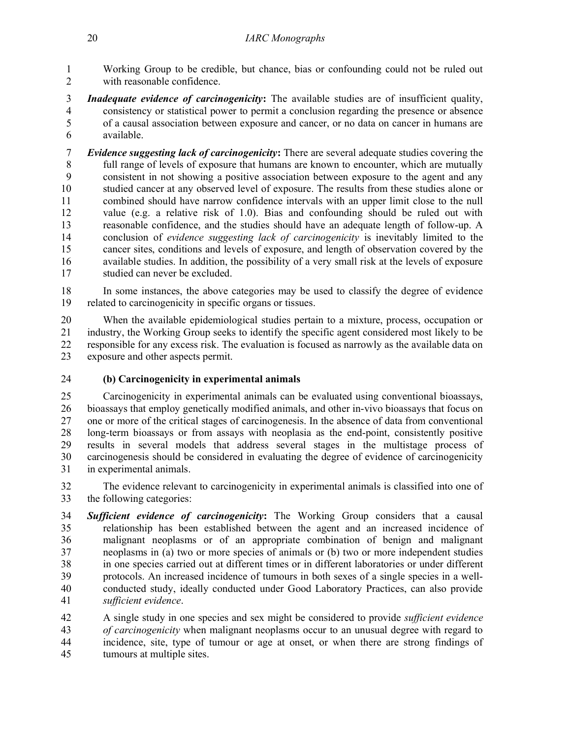Working Group to be credible, but chance, bias or confounding could not be ruled out with reasonable confidence.

***Inadequate evidence of carcinogenicity*:** The available studies are of insufficient quality, consistency or statistical power to permit a conclusion regarding the presence or absence of a causal association between exposure and cancer, or no data on cancer in humans are available.

***Evidence suggesting lack of carcinogenicity*:** There are several adequate studies covering the full range of levels of exposure that humans are known to encounter, which are mutually consistent in not showing a positive association between exposure to the agent and any studied cancer at any observed level of exposure. The results from these studies alone or combined should have narrow confidence intervals with an upper limit close to the null value (e.g. a relative risk of 1.0). Bias and confounding should be ruled out with reasonable confidence, and the studies should have an adequate length of follow-up. A conclusion of *evidence suggesting lack of carcinogenicity* is inevitably limited to the cancer sites, conditions and levels of exposure, and length of observation covered by the available studies. In addition, the possibility of a very small risk at the levels of exposure studied can never be excluded.

In some instances, the above categories may be used to classify the degree of evidence related to carcinogenicity in specific organs or tissues.

When the available epidemiological studies pertain to a mixture, process, occupation or industry, the Working Group seeks to identify the specific agent considered most likely to be responsible for any excess risk. The evaluation is focused as narrowly as the available data on exposure and other aspects permit.

#### (b) Carcinogenicity in experimental animals

Carcinogenicity in experimental animals can be evaluated using conventional bioassays, bioassays that employ genetically modified animals, and other in-vivo bioassays that focus on one or more of the critical stages of carcinogenesis. In the absence of data from conventional long-term bioassays or from assays with neoplasia as the end-point, consistently positive results in several models that address several stages in the multistage process of carcinogenesis should be considered in evaluating the degree of evidence of carcinogenicity in experimental animals.

The evidence relevant to carcinogenicity in experimental animals is classified into one of the following categories:

***Sufficient evidence of carcinogenicity*:** The Working Group considers that a causal relationship has been established between the agent and an increased incidence of malignant neoplasms or of an appropriate combination of benign and malignant neoplasms in (a) two or more species of animals or (b) two or more independent studies in one species carried out at different times or in different laboratories or under different protocols. An increased incidence of tumours in both sexes of a single species in a well-conducted study, ideally conducted under Good Laboratory Practices, can also provide *sufficient evidence*.

A single study in one species and sex might be considered to provide *sufficient evidence of carcinogenicity* when malignant neoplasms occur to an unusual degree with regard to incidence, site, type of tumour or age at onset, or when there are strong findings of tumours at multiple sites.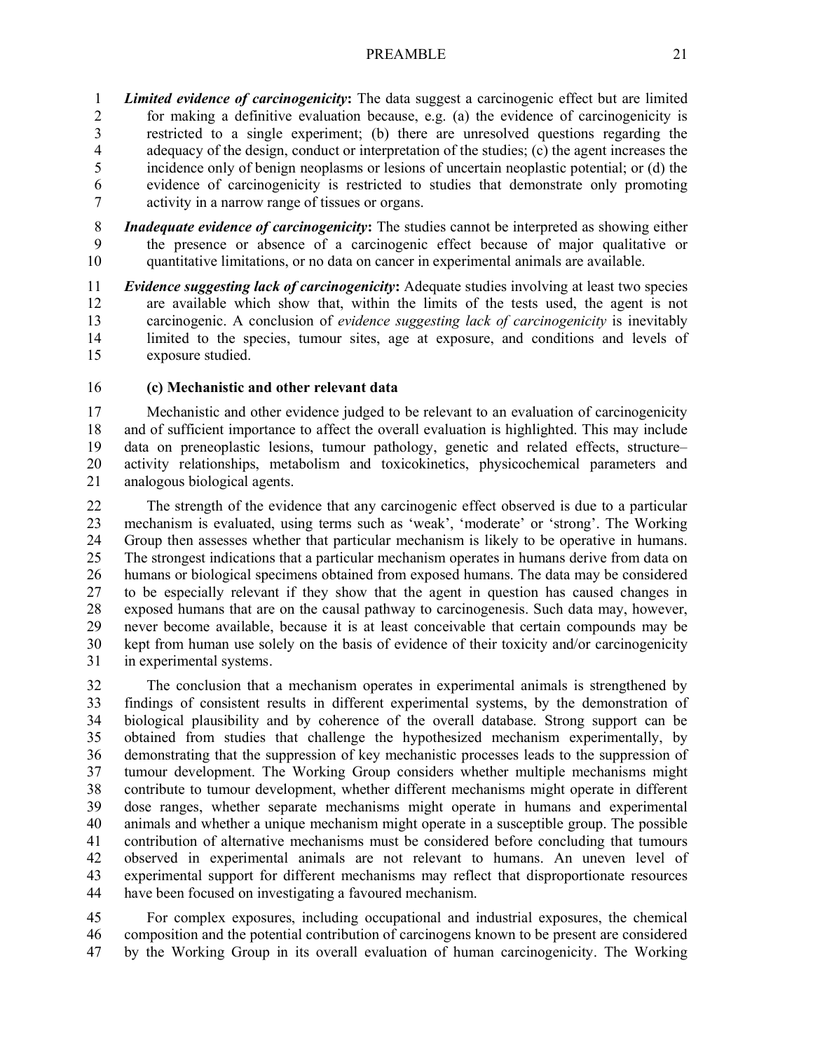***Limited evidence of carcinogenicity*:** The data suggest a carcinogenic effect but are limited for making a definitive evaluation because, e.g. (a) the evidence of carcinogenicity is restricted to a single experiment; (b) there are unresolved questions regarding the adequacy of the design, conduct or interpretation of the studies; (c) the agent increases the incidence only of benign neoplasms or lesions of uncertain neoplastic potential; or (d) the evidence of carcinogenicity is restricted to studies that demonstrate only promoting activity in a narrow range of tissues or organs.

***Inadequate evidence of carcinogenicity*:** The studies cannot be interpreted as showing either the presence or absence of a carcinogenic effect because of major qualitative or quantitative limitations, or no data on cancer in experimental animals are available.

***Evidence suggesting lack of carcinogenicity*:** Adequate studies involving at least two species are available which show that, within the limits of the tests used, the agent is not carcinogenic. A conclusion of *evidence suggesting lack of carcinogenicity* is inevitably limited to the species, tumour sites, age at exposure, and conditions and levels of exposure studied.

**(c) Mechanistic and other relevant data**

Mechanistic and other evidence judged to be relevant to an evaluation of carcinogenicity and of sufficient importance to affect the overall evaluation is highlighted. This may include data on preneoplastic lesions, tumour pathology, genetic and related effects, structure–activity relationships, metabolism and toxicokinetics, physicochemical parameters and analogous biological agents.

The strength of the evidence that any carcinogenic effect observed is due to a particular mechanism is evaluated, using terms such as 'weak', 'moderate' or 'strong'. The Working Group then assesses whether that particular mechanism is likely to be operative in humans. The strongest indications that a particular mechanism operates in humans derive from data on humans or biological specimens obtained from exposed humans. The data may be considered to be especially relevant if they show that the agent in question has caused changes in exposed humans that are on the causal pathway to carcinogenesis. Such data may, however, never become available, because it is at least conceivable that certain compounds may be kept from human use solely on the basis of evidence of their toxicity and/or carcinogenicity in experimental systems.

The conclusion that a mechanism operates in experimental animals is strengthened by findings of consistent results in different experimental systems, by the demonstration of biological plausibility and by coherence of the overall database. Strong support can be obtained from studies that challenge the hypothesized mechanism experimentally, by demonstrating that the suppression of key mechanistic processes leads to the suppression of tumour development. The Working Group considers whether multiple mechanisms might contribute to tumour development, whether different mechanisms might operate in different dose ranges, whether separate mechanisms might operate in humans and experimental animals and whether a unique mechanism might operate in a susceptible group. The possible contribution of alternative mechanisms must be considered before concluding that tumours observed in experimental animals are not relevant to humans. An uneven level of experimental support for different mechanisms may reflect that disproportionate resources have been focused on investigating a favoured mechanism.

For complex exposures, including occupational and industrial exposures, the chemical composition and the potential contribution of carcinogens known to be present are considered by the Working Group in its overall evaluation of human carcinogenicity. The Working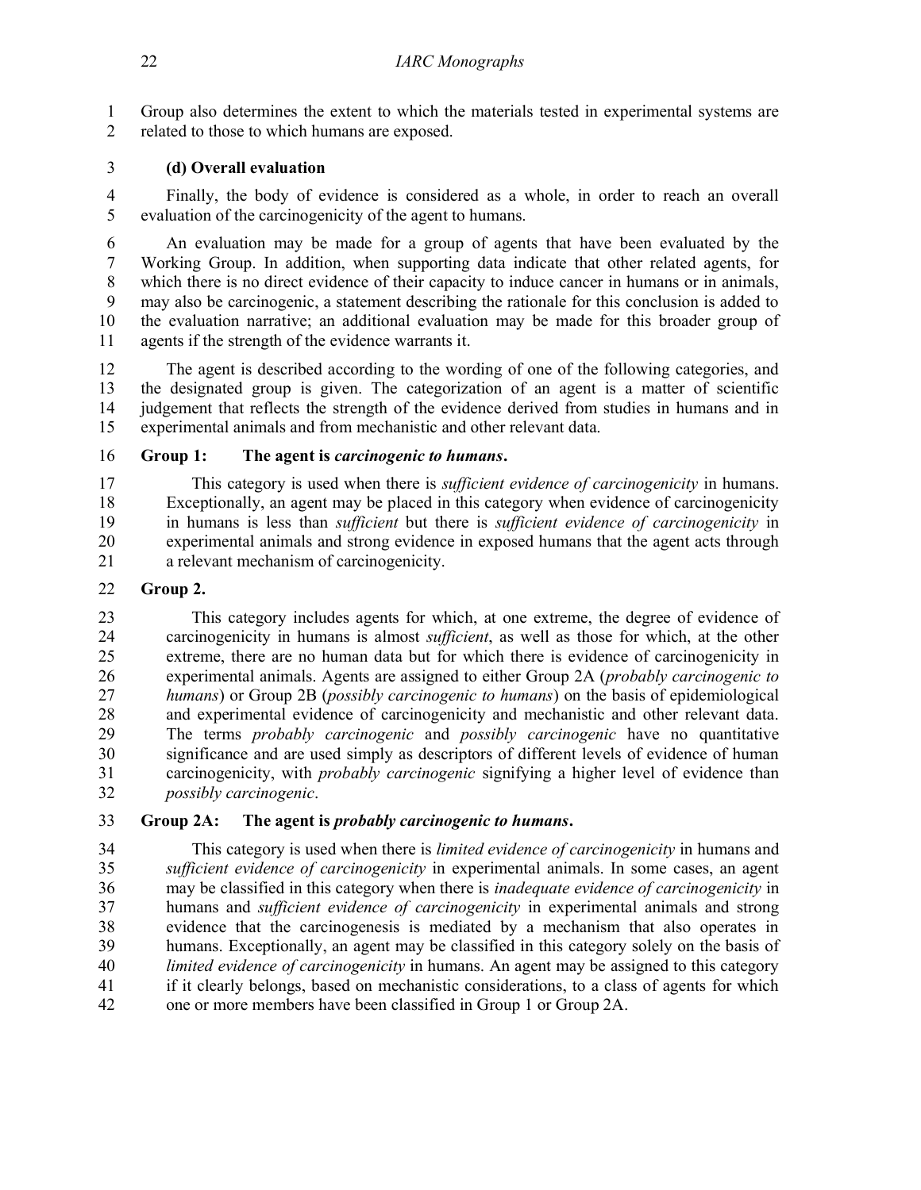Group also determines the extent to which the materials tested in experimental systems are related to those to which humans are exposed.

### (d) Overall evaluation

Finally, the body of evidence is considered as a whole, in order to reach an overall evaluation of the carcinogenicity of the agent to humans.

An evaluation may be made for a group of agents that have been evaluated by the Working Group. In addition, when supporting data indicate that other related agents, for which there is no direct evidence of their capacity to induce cancer in humans or in animals, may also be carcinogenic, a statement describing the rationale for this conclusion is added to the evaluation narrative; an additional evaluation may be made for this broader group of agents if the strength of the evidence warrants it.

The agent is described according to the wording of one of the following categories, and the designated group is given. The categorization of an agent is a matter of scientific judgement that reflects the strength of the evidence derived from studies in humans and in experimental animals and from mechanistic and other relevant data.

**Group 1: The agent is *carcinogenic to humans*.**

This category is used when there is *sufficient evidence of carcinogenicity* in humans. Exceptionally, an agent may be placed in this category when evidence of carcinogenicity in humans is less than *sufficient* but there is *sufficient evidence of carcinogenicity* in experimental animals and strong evidence in exposed humans that the agent acts through a relevant mechanism of carcinogenicity.

**Group 2.**

This category includes agents for which, at one extreme, the degree of evidence of carcinogenicity in humans is almost *sufficient*, as well as those for which, at the other extreme, there are no human data but for which there is evidence of carcinogenicity in experimental animals. Agents are assigned to either Group 2A (*probably carcinogenic to humans*) or Group 2B (*possibly carcinogenic to humans*) on the basis of epidemiological and experimental evidence of carcinogenicity and mechanistic and other relevant data. The terms *probably carcinogenic* and *possibly carcinogenic* have no quantitative significance and are used simply as descriptors of different levels of evidence of human carcinogenicity, with *probably carcinogenic* signifying a higher level of evidence than *possibly carcinogenic*.

**Group 2A: The agent is *probably carcinogenic to humans*.**

This category is used when there is *limited evidence of carcinogenicity* in humans and *sufficient evidence of carcinogenicity* in experimental animals. In some cases, an agent may be classified in this category when there is *inadequate evidence of carcinogenicity* in humans and *sufficient evidence of carcinogenicity* in experimental animals and strong evidence that the carcinogenesis is mediated by a mechanism that also operates in humans. Exceptionally, an agent may be classified in this category solely on the basis of *limited evidence of carcinogenicity* in humans. An agent may be assigned to this category if it clearly belongs, based on mechanistic considerations, to a class of agents for which one or more members have been classified in Group 1 or Group 2A.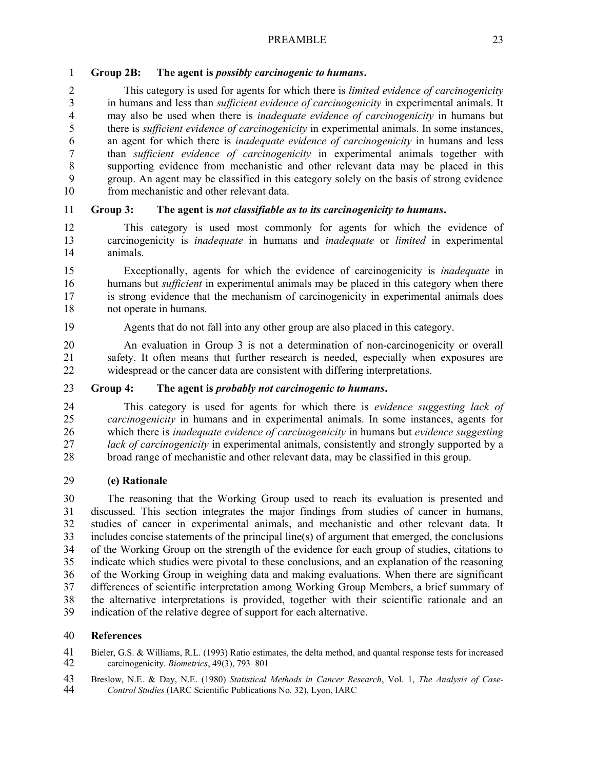**Group 2B: The agent is *possibly carcinogenic to humans*.**

This category is used for agents for which there is *limited evidence of carcinogenicity* in humans and less than *sufficient evidence of carcinogenicity* in experimental animals. It may also be used when there is *inadequate evidence of carcinogenicity* in humans but there is *sufficient evidence of carcinogenicity* in experimental animals. In some instances, an agent for which there is *inadequate evidence of carcinogenicity* in humans and less than *sufficient evidence of carcinogenicity* in experimental animals together with supporting evidence from mechanistic and other relevant data may be placed in this group. An agent may be classified in this category solely on the basis of strong evidence from mechanistic and other relevant data.

**Group 3: The agent is *not classifiable as to its carcinogenicity to humans*.**

This category is used most commonly for agents for which the evidence of carcinogenicity is *inadequate* in humans and *inadequate* or *limited* in experimental animals.

Exceptionally, agents for which the evidence of carcinogenicity is *inadequate* in humans but *sufficient* in experimental animals may be placed in this category when there is strong evidence that the mechanism of carcinogenicity in experimental animals does not operate in humans.

Agents that do not fall into any other group are also placed in this category.

An evaluation in Group 3 is not a determination of non-carcinogenicity or overall safety. It often means that further research is needed, especially when exposures are widespread or the cancer data are consistent with differing interpretations.

**Group 4: The agent is *probably not carcinogenic to humans*.**

This category is used for agents for which there is *evidence suggesting lack of carcinogenicity* in humans and in experimental animals. In some instances, agents for which there is *inadequate evidence of carcinogenicity* in humans but *evidence suggesting lack of carcinogenicity* in experimental animals, consistently and strongly supported by a broad range of mechanistic and other relevant data, may be classified in this group.

### (e) Rationale

The reasoning that the Working Group used to reach its evaluation is presented and discussed. This section integrates the major findings from studies of cancer in humans, studies of cancer in experimental animals, and mechanistic and other relevant data. It includes concise statements of the principal line(s) of argument that emerged, the conclusions of the Working Group on the strength of the evidence for each group of studies, citations to indicate which studies were pivotal to these conclusions, and an explanation of the reasoning of the Working Group in weighing data and making evaluations. When there are significant differences of scientific interpretation among Working Group Members, a brief summary of the alternative interpretations is provided, together with their scientific rationale and an indication of the relative degree of support for each alternative.

## References

Bieler, G.S. & Williams, R.L. (1993) Ratio estimates, the delta method, and quantal response tests for increased carcinogenicity. *Biometrics*, 49(3), 793–801

Breslow, N.E. & Day, N.E. (1980) *Statistical Methods in Cancer Research*, Vol. 1, *The Analysis of Case-Control Studies* (IARC Scientific Publications No. 32), Lyon, IARC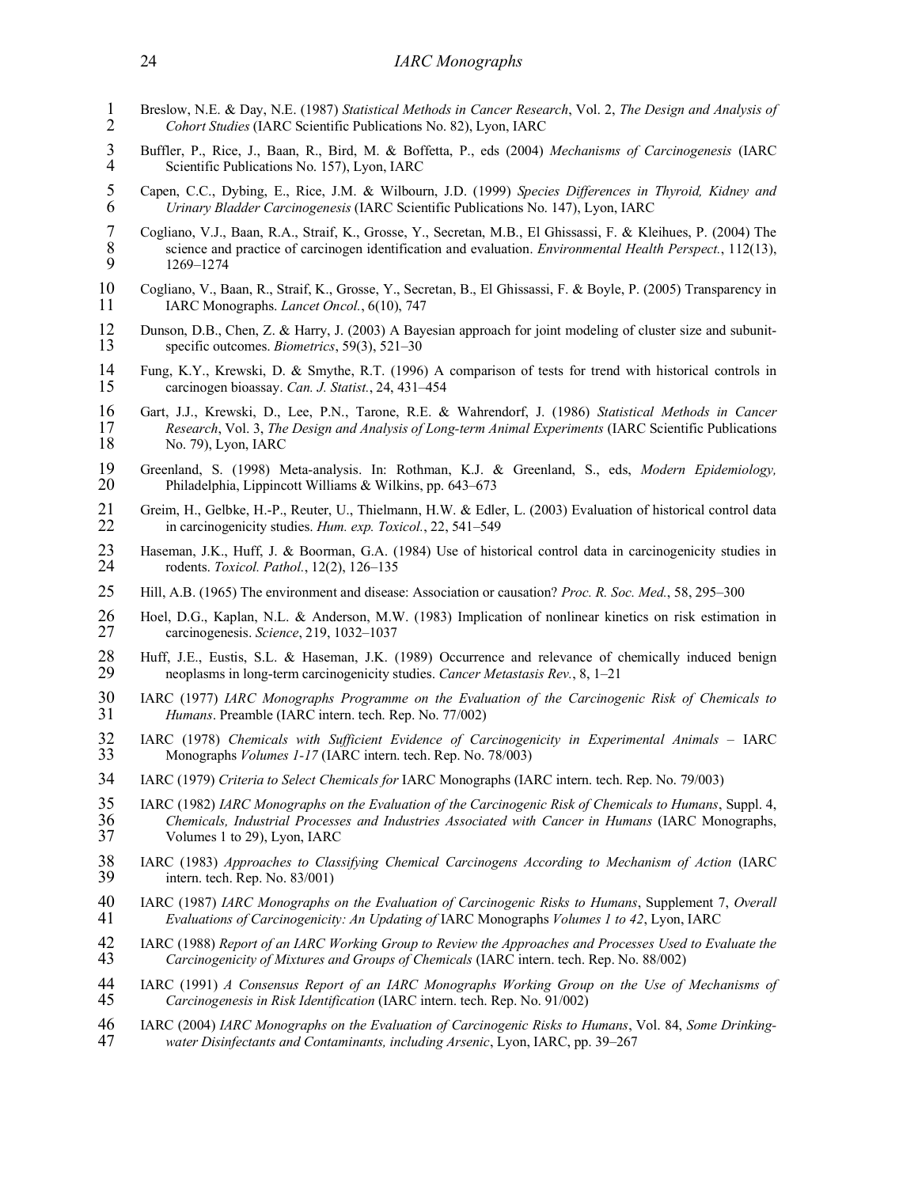Breslow, N.E. & Day, N.E. (1987) *Statistical Methods in Cancer Research*, Vol. 2, *The Design and Analysis of Cohort Studies* (IARC Scientific Publications No. 82), Lyon, IARC

Buffler, P., Rice, J., Baan, R., Bird, M. & Boffetta, P., eds (2004) *Mechanisms of Carcinogenesis* (IARC Scientific Publications No. 157), Lyon, IARC

Capen, C.C., Dybing, E., Rice, J.M. & Wilbourn, J.D. (1999) *Species Differences in Thyroid, Kidney and Urinary Bladder Carcinogenesis* (IARC Scientific Publications No. 147), Lyon, IARC

Cogliano, V.J., Baan, R.A., Straif, K., Grosse, Y., Secretan, M.B., El Ghissassi, F. & Kleihues, P. (2004) The science and practice of carcinogen identification and evaluation. *Environmental Health Perspect.*, 112(13), 1269–1274

Cogliano, V., Baan, R., Straif, K., Grosse, Y., Secretan, B., El Ghissassi, F. & Boyle, P. (2005) Transparency in IARC Monographs. *Lancet Oncol.*, 6(10), 747

Dunson, D.B., Chen, Z. & Harry, J. (2003) A Bayesian approach for joint modeling of cluster size and subunit-specific outcomes. *Biometrics*, 59(3), 521–30

Fung, K.Y., Krewski, D. & Smythe, R.T. (1996) A comparison of tests for trend with historical controls in carcinogen bioassay. *Can. J. Statist.*, 24, 431–454

Gart, J.J., Krewski, D., Lee, P.N., Tarone, R.E. & Wahrendorf, J. (1986) *Statistical Methods in Cancer Research*, Vol. 3, *The Design and Analysis of Long-term Animal Experiments* (IARC Scientific Publications No. 79), Lyon, IARC

Greenland, S. (1998) Meta-analysis. In: Rothman, K.J. & Greenland, S., eds, *Modern Epidemiology,* Philadelphia, Lippincott Williams & Wilkins, pp. 643–673

Greim, H., Gelbke, H.-P., Reuter, U., Thielmann, H.W. & Edler, L. (2003) Evaluation of historical control data in carcinogenicity studies. *Hum. exp. Toxicol.*, 22, 541–549

Haseman, J.K., Huff, J. & Boorman, G.A. (1984) Use of historical control data in carcinogenicity studies in rodents. *Toxicol. Pathol.*, 12(2), 126–135

Hill, A.B. (1965) The environment and disease: Association or causation? *Proc. R. Soc. Med.*, 58, 295–300

Hoel, D.G., Kaplan, N.L. & Anderson, M.W. (1983) Implication of nonlinear kinetics on risk estimation in carcinogenesis. *Science*, 219, 1032–1037

Huff, J.E., Eustis, S.L. & Haseman, J.K. (1989) Occurrence and relevance of chemically induced benign neoplasms in long-term carcinogenicity studies. *Cancer Metastasis Rev.*, 8, 1–21

IARC (1977) *IARC Monographs Programme on the Evaluation of the Carcinogenic Risk of Chemicals to Humans*. Preamble (IARC intern. tech. Rep. No. 77/002)

IARC (1978) *Chemicals with Sufficient Evidence of Carcinogenicity in Experimental Animals* – IARC Monographs *Volumes 1-17* (IARC intern. tech. Rep. No. 78/003)

IARC (1979) *Criteria to Select Chemicals for* IARC Monographs (IARC intern. tech. Rep. No. 79/003)

IARC (1982) *IARC Monographs on the Evaluation of the Carcinogenic Risk of Chemicals to Humans*, Suppl. 4, *Chemicals, Industrial Processes and Industries Associated with Cancer in Humans* (IARC Monographs, Volumes 1 to 29), Lyon, IARC

IARC (1983) *Approaches to Classifying Chemical Carcinogens According to Mechanism of Action* (IARC intern. tech. Rep. No. 83/001)

IARC (1987) *IARC Monographs on the Evaluation of Carcinogenic Risks to Humans*, Supplement 7, *Overall Evaluations of Carcinogenicity: An Updating of* IARC Monographs *Volumes 1 to 42*, Lyon, IARC

IARC (1988) *Report of an IARC Working Group to Review the Approaches and Processes Used to Evaluate the Carcinogenicity of Mixtures and Groups of Chemicals* (IARC intern. tech. Rep. No. 88/002)

IARC (1991) *A Consensus Report of an IARC Monographs Working Group on the Use of Mechanisms of Carcinogenesis in Risk Identification* (IARC intern. tech. Rep. No. 91/002)

IARC (2004) *IARC Monographs on the Evaluation of Carcinogenic Risks to Humans*, Vol. 84, *Some Drinking-water Disinfectants and Contaminants, including Arsenic*, Lyon, IARC, pp. 39–267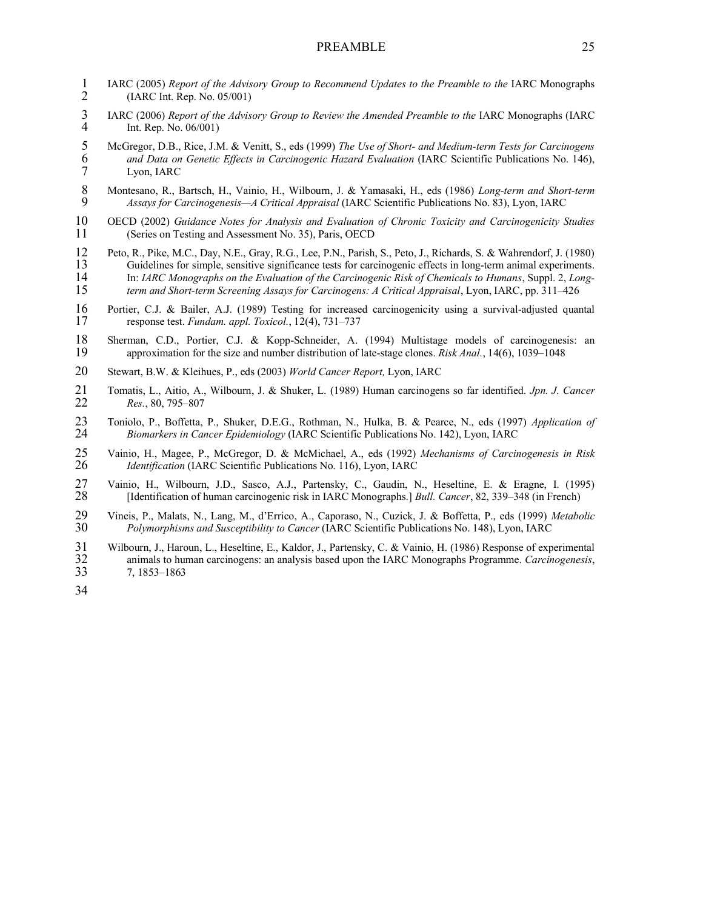IARC (2005) *Report of the Advisory Group to Recommend Updates to the Preamble to the* IARC Monographs (IARC Int. Rep. No. 05/001)

IARC (2006) *Report of the Advisory Group to Review the Amended Preamble to the* IARC Monographs (IARC Int. Rep. No. 06/001)

McGregor, D.B., Rice, J.M. & Venitt, S., eds (1999) *The Use of Short- and Medium-term Tests for Carcinogens and Data on Genetic Effects in Carcinogenic Hazard Evaluation* (IARC Scientific Publications No. 146), Lyon, IARC

Montesano, R., Bartsch, H., Vainio, H., Wilbourn, J. & Yamasaki, H., eds (1986) *Long-term and Short-term Assays for Carcinogenesis—A Critical Appraisal* (IARC Scientific Publications No. 83), Lyon, IARC

OECD (2002) *Guidance Notes for Analysis and Evaluation of Chronic Toxicity and Carcinogenicity Studies* (Series on Testing and Assessment No. 35), Paris, OECD

Peto, R., Pike, M.C., Day, N.E., Gray, R.G., Lee, P.N., Parish, S., Peto, J., Richards, S. & Wahrendorf, J. (1980) Guidelines for simple, sensitive significance tests for carcinogenic effects in long-term animal experiments. In: *IARC Monographs on the Evaluation of the Carcinogenic Risk of Chemicals to Humans*, Suppl. 2, *Long-term and Short-term Screening Assays for Carcinogens: A Critical Appraisal*, Lyon, IARC, pp. 311–426

Portier, C.J. & Bailer, A.J. (1989) Testing for increased carcinogenicity using a survival-adjusted quantal response test. *Fundam. appl. Toxicol.*, 12(4), 731–737

Sherman, C.D., Portier, C.J. & Kopp-Schneider, A. (1994) Multistage models of carcinogenesis: an approximation for the size and number distribution of late-stage clones. *Risk Anal.*, 14(6), 1039–1048

Stewart, B.W. & Kleihues, P., eds (2003) *World Cancer Report,* Lyon, IARC

Tomatis, L., Aitio, A., Wilbourn, J. & Shuker, L. (1989) Human carcinogens so far identified. *Jpn. J. Cancer Res.*, 80, 795–807

Toniolo, P., Boffetta, P., Shuker, D.E.G., Rothman, N., Hulka, B. & Pearce, N., eds (1997) *Application of Biomarkers in Cancer Epidemiology* (IARC Scientific Publications No. 142), Lyon, IARC

Vainio, H., Magee, P., McGregor, D. & McMichael, A., eds (1992) *Mechanisms of Carcinogenesis in Risk Identification* (IARC Scientific Publications No. 116), Lyon, IARC

Vainio, H., Wilbourn, J.D., Sasco, A.J., Partensky, C., Gaudin, N., Heseltine, E. & Eragne, I. (1995) [Identification of human carcinogenic risk in IARC Monographs.] *Bull. Cancer*, 82, 339–348 (in French)

Vineis, P., Malats, N., Lang, M., d'Errico, A., Caporaso, N., Cuzick, J. & Boffetta, P., eds (1999) *Metabolic Polymorphisms and Susceptibility to Cancer* (IARC Scientific Publications No. 148), Lyon, IARC

Wilbourn, J., Haroun, L., Heseltine, E., Kaldor, J., Partensky, C. & Vainio, H. (1986) Response of experimental animals to human carcinogens: an analysis based upon the IARC Monographs Programme. *Carcinogenesis*, 7, 1853–1863